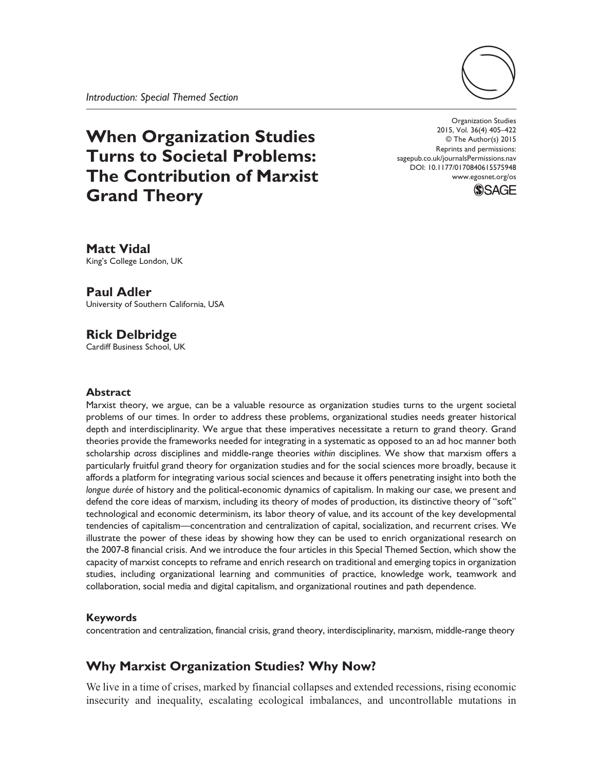*Introduction: Special Themed Section*

# When Organization Studies Turns to Societal Problems: The Contribution of Marxist Grand Theory

Organization Studies
2015, Vol. 36(4) 405–422
© The Author(s) 2015
Reprints and permissions:
sagepub.co.uk/journalsPermissions.nav
DOI: 10.1177/0170840615575948
www.egosnet.org/os

**Matt Vidal**
King's College London, UK

**Paul Adler**
University of Southern California, USA

**Rick Delbridge**
Cardiff Business School, UK

### Abstract

Marxist theory, we argue, can be a valuable resource as organization studies turns to the urgent societal problems of our times. In order to address these problems, organizational studies needs greater historical depth and interdisciplinarity. We argue that these imperatives necessitate a return to grand theory. Grand theories provide the frameworks needed for integrating in a systematic as opposed to an ad hoc manner both scholarship *across* disciplines and middle-range theories *within* disciplines. We show that marxism offers a particularly fruitful grand theory for organization studies and for the social sciences more broadly, because it affords a platform for integrating various social sciences and because it offers penetrating insight into both the *longue durée* of history and the political-economic dynamics of capitalism. In making our case, we present and defend the core ideas of marxism, including its theory of modes of production, its distinctive theory of "soft" technological and economic determinism, its labor theory of value, and its account of the key developmental tendencies of capitalism—concentration and centralization of capital, socialization, and recurrent crises. We illustrate the power of these ideas by showing how they can be used to enrich organizational research on the 2007-8 financial crisis. And we introduce the four articles in this Special Themed Section, which show the capacity of marxist concepts to reframe and enrich research on traditional and emerging topics in organization studies, including organizational learning and communities of practice, knowledge work, teamwork and collaboration, social media and digital capitalism, and organizational routines and path dependence.

### Keywords

concentration and centralization, financial crisis, grand theory, interdisciplinarity, marxism, middle-range theory

## Why Marxist Organization Studies? Why Now?

We live in a time of crises, marked by financial collapses and extended recessions, rising economic insecurity and inequality, escalating ecological imbalances, and uncontrollable mutations in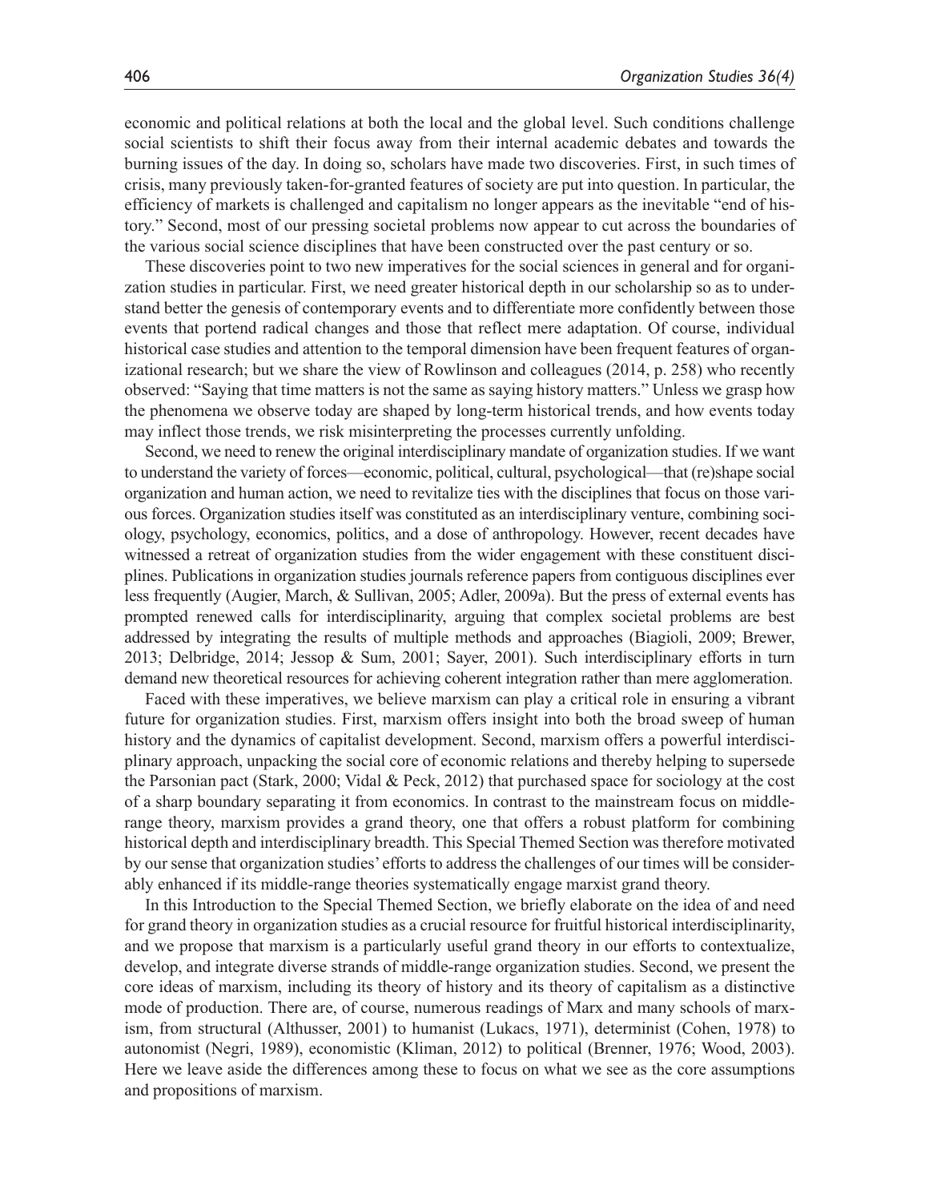economic and political relations at both the local and the global level. Such conditions challenge social scientists to shift their focus away from their internal academic debates and towards the burning issues of the day. In doing so, scholars have made two discoveries. First, in such times of crisis, many previously taken-for-granted features of society are put into question. In particular, the efficiency of markets is challenged and capitalism no longer appears as the inevitable "end of history." Second, most of our pressing societal problems now appear to cut across the boundaries of the various social science disciplines that have been constructed over the past century or so.

These discoveries point to two new imperatives for the social sciences in general and for organization studies in particular. First, we need greater historical depth in our scholarship so as to understand better the genesis of contemporary events and to differentiate more confidently between those events that portend radical changes and those that reflect mere adaptation. Of course, individual historical case studies and attention to the temporal dimension have been frequent features of organizational research; but we share the view of Rowlinson and colleagues (2014, p. 258) who recently observed: "Saying that time matters is not the same as saying history matters." Unless we grasp how the phenomena we observe today are shaped by long-term historical trends, and how events today may inflect those trends, we risk misinterpreting the processes currently unfolding.

Second, we need to renew the original interdisciplinary mandate of organization studies. If we want to understand the variety of forces—economic, political, cultural, psychological—that (re)shape social organization and human action, we need to revitalize ties with the disciplines that focus on those various forces. Organization studies itself was constituted as an interdisciplinary venture, combining sociology, psychology, economics, politics, and a dose of anthropology. However, recent decades have witnessed a retreat of organization studies from the wider engagement with these constituent disciplines. Publications in organization studies journals reference papers from contiguous disciplines ever less frequently (Augier, March, & Sullivan, 2005; Adler, 2009a). But the press of external events has prompted renewed calls for interdisciplinarity, arguing that complex societal problems are best addressed by integrating the results of multiple methods and approaches (Biagioli, 2009; Brewer, 2013; Delbridge, 2014; Jessop & Sum, 2001; Sayer, 2001). Such interdisciplinary efforts in turn demand new theoretical resources for achieving coherent integration rather than mere agglomeration.

Faced with these imperatives, we believe marxism can play a critical role in ensuring a vibrant future for organization studies. First, marxism offers insight into both the broad sweep of human history and the dynamics of capitalist development. Second, marxism offers a powerful interdisciplinary approach, unpacking the social core of economic relations and thereby helping to supersede the Parsonian pact (Stark, 2000; Vidal & Peck, 2012) that purchased space for sociology at the cost of a sharp boundary separating it from economics. In contrast to the mainstream focus on middle-range theory, marxism provides a grand theory, one that offers a robust platform for combining historical depth and interdisciplinary breadth. This Special Themed Section was therefore motivated by our sense that organization studies' efforts to address the challenges of our times will be considerably enhanced if its middle-range theories systematically engage marxist grand theory.

In this Introduction to the Special Themed Section, we briefly elaborate on the idea of and need for grand theory in organization studies as a crucial resource for fruitful historical interdisciplinarity, and we propose that marxism is a particularly useful grand theory in our efforts to contextualize, develop, and integrate diverse strands of middle-range organization studies. Second, we present the core ideas of marxism, including its theory of history and its theory of capitalism as a distinctive mode of production. There are, of course, numerous readings of Marx and many schools of marxism, from structural (Althusser, 2001) to humanist (Lukacs, 1971), determinist (Cohen, 1978) to autonomist (Negri, 1989), economistic (Kliman, 2012) to political (Brenner, 1976; Wood, 2003). Here we leave aside the differences among these to focus on what we see as the core assumptions and propositions of marxism.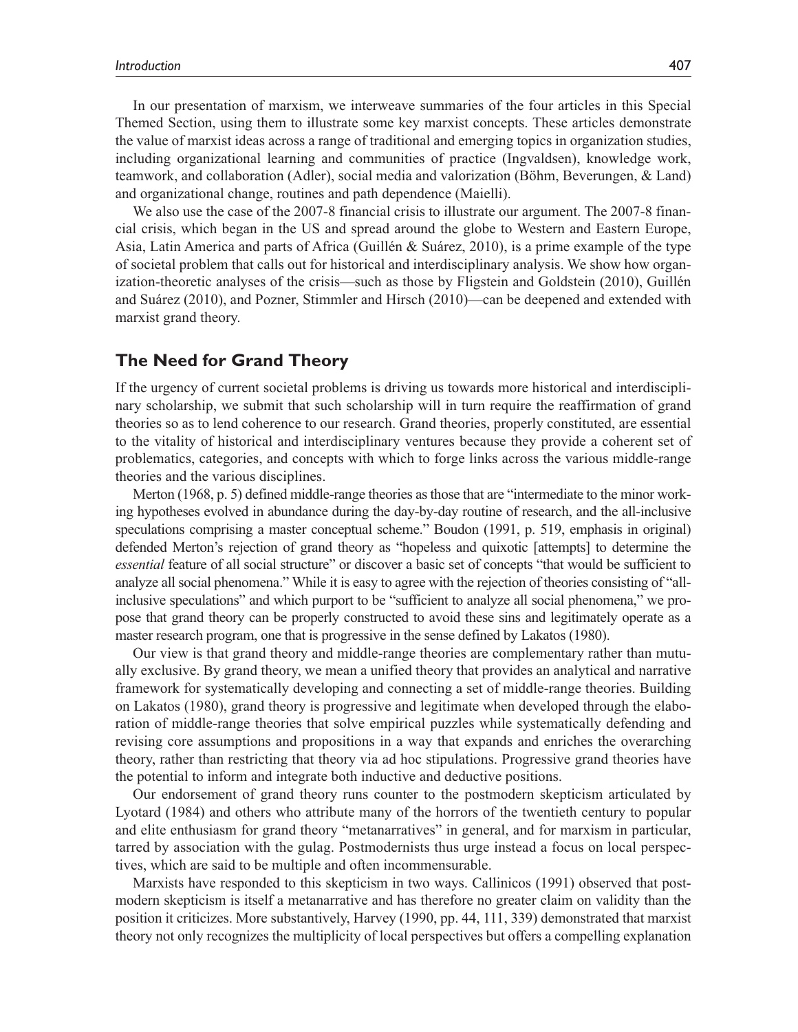In our presentation of marxism, we interweave summaries of the four articles in this Special Themed Section, using them to illustrate some key marxist concepts. These articles demonstrate the value of marxist ideas across a range of traditional and emerging topics in organization studies, including organizational learning and communities of practice (Ingvaldsen), knowledge work, teamwork, and collaboration (Adler), social media and valorization (Böhm, Beverungen, & Land) and organizational change, routines and path dependence (Maielli).

We also use the case of the 2007-8 financial crisis to illustrate our argument. The 2007-8 financial crisis, which began in the US and spread around the globe to Western and Eastern Europe, Asia, Latin America and parts of Africa (Guillén & Suárez, 2010), is a prime example of the type of societal problem that calls out for historical and interdisciplinary analysis. We show how organization-theoretic analyses of the crisis—such as those by Fligstein and Goldstein (2010), Guillén and Suárez (2010), and Pozner, Stimmler and Hirsch (2010)—can be deepened and extended with marxist grand theory.

## The Need for Grand Theory

If the urgency of current societal problems is driving us towards more historical and interdisciplinary scholarship, we submit that such scholarship will in turn require the reaffirmation of grand theories so as to lend coherence to our research. Grand theories, properly constituted, are essential to the vitality of historical and interdisciplinary ventures because they provide a coherent set of problematics, categories, and concepts with which to forge links across the various middle-range theories and the various disciplines.

Merton (1968, p. 5) defined middle-range theories as those that are "intermediate to the minor working hypotheses evolved in abundance during the day-by-day routine of research, and the all-inclusive speculations comprising a master conceptual scheme." Boudon (1991, p. 519, emphasis in original) defended Merton's rejection of grand theory as "hopeless and quixotic [attempts] to determine the *essential* feature of all social structure" or discover a basic set of concepts "that would be sufficient to analyze all social phenomena." While it is easy to agree with the rejection of theories consisting of "all-inclusive speculations" and which purport to be "sufficient to analyze all social phenomena," we propose that grand theory can be properly constructed to avoid these sins and legitimately operate as a master research program, one that is progressive in the sense defined by Lakatos (1980).

Our view is that grand theory and middle-range theories are complementary rather than mutually exclusive. By grand theory, we mean a unified theory that provides an analytical and narrative framework for systematically developing and connecting a set of middle-range theories. Building on Lakatos (1980), grand theory is progressive and legitimate when developed through the elaboration of middle-range theories that solve empirical puzzles while systematically defending and revising core assumptions and propositions in a way that expands and enriches the overarching theory, rather than restricting that theory via ad hoc stipulations. Progressive grand theories have the potential to inform and integrate both inductive and deductive positions.

Our endorsement of grand theory runs counter to the postmodern skepticism articulated by Lyotard (1984) and others who attribute many of the horrors of the twentieth century to popular and elite enthusiasm for grand theory "metanarratives" in general, and for marxism in particular, tarred by association with the gulag. Postmodernists thus urge instead a focus on local perspectives, which are said to be multiple and often incommensurable.

Marxists have responded to this skepticism in two ways. Callinicos (1991) observed that postmodern skepticism is itself a metanarrative and has therefore no greater claim on validity than the position it criticizes. More substantively, Harvey (1990, pp. 44, 111, 339) demonstrated that marxist theory not only recognizes the multiplicity of local perspectives but offers a compelling explanation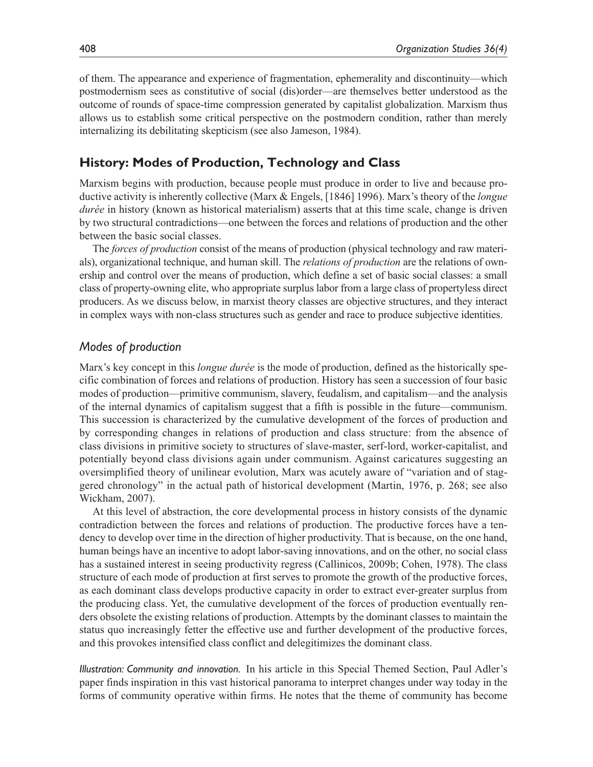of them. The appearance and experience of fragmentation, ephemerality and discontinuity—which postmodernism sees as constitutive of social (dis)order—are themselves better understood as the outcome of rounds of space-time compression generated by capitalist globalization. Marxism thus allows us to establish some critical perspective on the postmodern condition, rather than merely internalizing its debilitating skepticism (see also Jameson, 1984).

## History: Modes of Production, Technology and Class

Marxism begins with production, because people must produce in order to live and because productive activity is inherently collective (Marx & Engels, [1846] 1996). Marx's theory of the *longue durée* in history (known as historical materialism) asserts that at this time scale, change is driven by two structural contradictions—one between the forces and relations of production and the other between the basic social classes.

The *forces of production* consist of the means of production (physical technology and raw materials), organizational technique, and human skill. The *relations of production* are the relations of ownership and control over the means of production, which define a set of basic social classes: a small class of property-owning elite, who appropriate surplus labor from a large class of propertyless direct producers. As we discuss below, in marxist theory classes are objective structures, and they interact in complex ways with non-class structures such as gender and race to produce subjective identities.

### *Modes of production*

Marx's key concept in this *longue durée* is the mode of production, defined as the historically specific combination of forces and relations of production. History has seen a succession of four basic modes of production—primitive communism, slavery, feudalism, and capitalism—and the analysis of the internal dynamics of capitalism suggest that a fifth is possible in the future—communism. This succession is characterized by the cumulative development of the forces of production and by corresponding changes in relations of production and class structure: from the absence of class divisions in primitive society to structures of slave-master, serf-lord, worker-capitalist, and potentially beyond class divisions again under communism. Against caricatures suggesting an oversimplified theory of unilinear evolution, Marx was acutely aware of "variation and of staggered chronology" in the actual path of historical development (Martin, 1976, p. 268; see also Wickham, 2007).

At this level of abstraction, the core developmental process in history consists of the dynamic contradiction between the forces and relations of production. The productive forces have a tendency to develop over time in the direction of higher productivity. That is because, on the one hand, human beings have an incentive to adopt labor-saving innovations, and on the other, no social class has a sustained interest in seeing productivity regress (Callinicos, 2009b; Cohen, 1978). The class structure of each mode of production at first serves to promote the growth of the productive forces, as each dominant class develops productive capacity in order to extract ever-greater surplus from the producing class. Yet, the cumulative development of the forces of production eventually renders obsolete the existing relations of production. Attempts by the dominant classes to maintain the status quo increasingly fetter the effective use and further development of the productive forces, and this provokes intensified class conflict and delegitimizes the dominant class.

*Illustration: Community and innovation.* In his article in this Special Themed Section, Paul Adler's paper finds inspiration in this vast historical panorama to interpret changes under way today in the forms of community operative within firms. He notes that the theme of community has become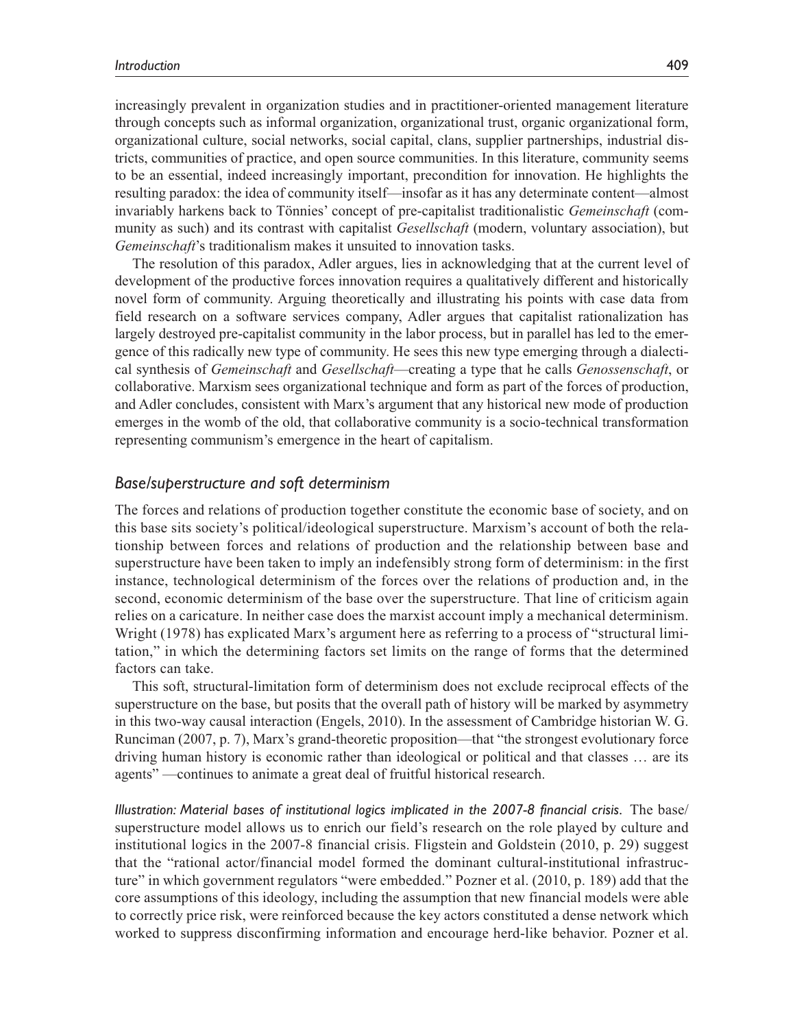increasingly prevalent in organization studies and in practitioner-oriented management literature through concepts such as informal organization, organizational trust, organic organizational form, organizational culture, social networks, social capital, clans, supplier partnerships, industrial districts, communities of practice, and open source communities. In this literature, community seems to be an essential, indeed increasingly important, precondition for innovation. He highlights the resulting paradox: the idea of community itself—insofar as it has any determinate content—almost invariably harkens back to Tönnies' concept of pre-capitalist traditionalistic *Gemeinschaft* (community as such) and its contrast with capitalist *Gesellschaft* (modern, voluntary association), but *Gemeinschaft*'s traditionalism makes it unsuited to innovation tasks.

The resolution of this paradox, Adler argues, lies in acknowledging that at the current level of development of the productive forces innovation requires a qualitatively different and historically novel form of community. Arguing theoretically and illustrating his points with case data from field research on a software services company, Adler argues that capitalist rationalization has largely destroyed pre-capitalist community in the labor process, but in parallel has led to the emergence of this radically new type of community. He sees this new type emerging through a dialectical synthesis of *Gemeinschaft* and *Gesellschaft*—creating a type that he calls *Genossenschaft*, or collaborative. Marxism sees organizational technique and form as part of the forces of production, and Adler concludes, consistent with Marx's argument that any historical new mode of production emerges in the womb of the old, that collaborative community is a socio-technical transformation representing communism's emergence in the heart of capitalism.

## *Base/superstructure and soft determinism*

The forces and relations of production together constitute the economic base of society, and on this base sits society's political/ideological superstructure. Marxism's account of both the relationship between forces and relations of production and the relationship between base and superstructure have been taken to imply an indefensibly strong form of determinism: in the first instance, technological determinism of the forces over the relations of production and, in the second, economic determinism of the base over the superstructure. That line of criticism again relies on a caricature. In neither case does the marxist account imply a mechanical determinism. Wright (1978) has explicated Marx's argument here as referring to a process of "structural limitation," in which the determining factors set limits on the range of forms that the determined factors can take.

This soft, structural-limitation form of determinism does not exclude reciprocal effects of the superstructure on the base, but posits that the overall path of history will be marked by asymmetry in this two-way causal interaction (Engels, 2010). In the assessment of Cambridge historian W. G. Runciman (2007, p. 7), Marx's grand-theoretic proposition—that "the strongest evolutionary force driving human history is economic rather than ideological or political and that classes … are its agents" —continues to animate a great deal of fruitful historical research.

*Illustration: Material bases of institutional logics implicated in the 2007-8 financial crisis.* The base/superstructure model allows us to enrich our field's research on the role played by culture and institutional logics in the 2007-8 financial crisis. Fligstein and Goldstein (2010, p. 29) suggest that the "rational actor/financial model formed the dominant cultural-institutional infrastructure" in which government regulators "were embedded." Pozner et al. (2010, p. 189) add that the core assumptions of this ideology, including the assumption that new financial models were able to correctly price risk, were reinforced because the key actors constituted a dense network which worked to suppress disconfirming information and encourage herd-like behavior. Pozner et al.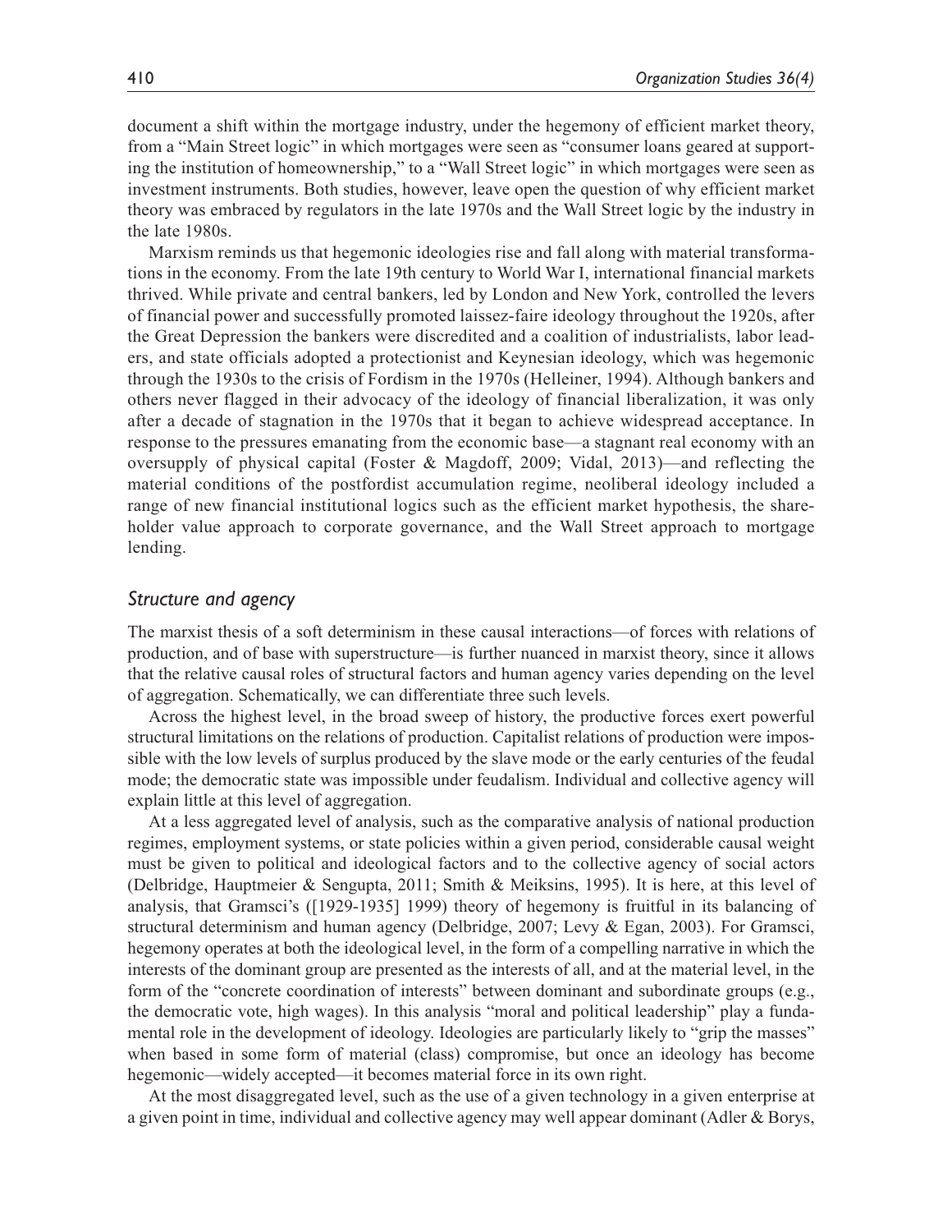document a shift within the mortgage industry, under the hegemony of efficient market theory, from a "Main Street logic" in which mortgages were seen as "consumer loans geared at supporting the institution of homeownership," to a "Wall Street logic" in which mortgages were seen as investment instruments. Both studies, however, leave open the question of why efficient market theory was embraced by regulators in the late 1970s and the Wall Street logic by the industry in the late 1980s.

Marxism reminds us that hegemonic ideologies rise and fall along with material transformations in the economy. From the late 19th century to World War I, international financial markets thrived. While private and central bankers, led by London and New York, controlled the levers of financial power and successfully promoted laissez-faire ideology throughout the 1920s, after the Great Depression the bankers were discredited and a coalition of industrialists, labor leaders, and state officials adopted a protectionist and Keynesian ideology, which was hegemonic through the 1930s to the crisis of Fordism in the 1970s (Helleiner, 1994). Although bankers and others never flagged in their advocacy of the ideology of financial liberalization, it was only after a decade of stagnation in the 1970s that it began to achieve widespread acceptance. In response to the pressures emanating from the economic base—a stagnant real economy with an oversupply of physical capital (Foster & Magdoff, 2009; Vidal, 2013)—and reflecting the material conditions of the postfordist accumulation regime, neoliberal ideology included a range of new financial institutional logics such as the efficient market hypothesis, the shareholder value approach to corporate governance, and the Wall Street approach to mortgage lending.

## *Structure and agency*

The marxist thesis of a soft determinism in these causal interactions—of forces with relations of production, and of base with superstructure—is further nuanced in marxist theory, since it allows that the relative causal roles of structural factors and human agency varies depending on the level of aggregation. Schematically, we can differentiate three such levels.

Across the highest level, in the broad sweep of history, the productive forces exert powerful structural limitations on the relations of production. Capitalist relations of production were impossible with the low levels of surplus produced by the slave mode or the early centuries of the feudal mode; the democratic state was impossible under feudalism. Individual and collective agency will explain little at this level of aggregation.

At a less aggregated level of analysis, such as the comparative analysis of national production regimes, employment systems, or state policies within a given period, considerable causal weight must be given to political and ideological factors and to the collective agency of social actors (Delbridge, Hauptmeier & Sengupta, 2011; Smith & Meiksins, 1995). It is here, at this level of analysis, that Gramsci's ([1929-1935] 1999) theory of hegemony is fruitful in its balancing of structural determinism and human agency (Delbridge, 2007; Levy & Egan, 2003). For Gramsci, hegemony operates at both the ideological level, in the form of a compelling narrative in which the interests of the dominant group are presented as the interests of all, and at the material level, in the form of the "concrete coordination of interests" between dominant and subordinate groups (e.g., the democratic vote, high wages). In this analysis "moral and political leadership" play a fundamental role in the development of ideology. Ideologies are particularly likely to "grip the masses" when based in some form of material (class) compromise, but once an ideology has become hegemonic—widely accepted—it becomes material force in its own right.

At the most disaggregated level, such as the use of a given technology in a given enterprise at a given point in time, individual and collective agency may well appear dominant (Adler & Borys,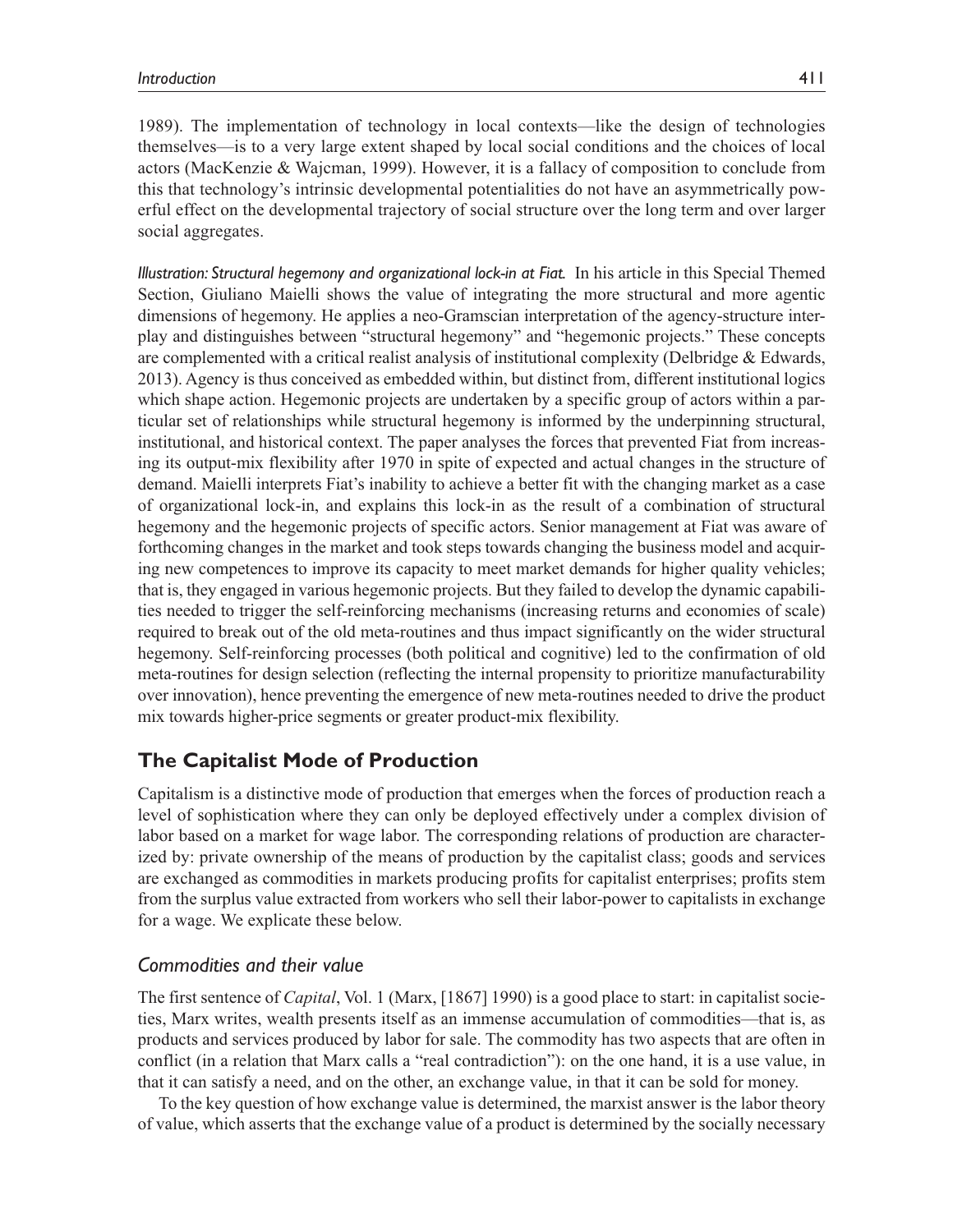1989). The implementation of technology in local contexts—like the design of technologies themselves—is to a very large extent shaped by local social conditions and the choices of local actors (MacKenzie & Wajcman, 1999). However, it is a fallacy of composition to conclude from this that technology's intrinsic developmental potentialities do not have an asymmetrically powerful effect on the developmental trajectory of social structure over the long term and over larger social aggregates.

*Illustration: Structural hegemony and organizational lock-in at Fiat.* In his article in this Special Themed Section, Giuliano Maielli shows the value of integrating the more structural and more agentic dimensions of hegemony. He applies a neo-Gramscian interpretation of the agency-structure interplay and distinguishes between "structural hegemony" and "hegemonic projects." These concepts are complemented with a critical realist analysis of institutional complexity (Delbridge & Edwards, 2013). Agency is thus conceived as embedded within, but distinct from, different institutional logics which shape action. Hegemonic projects are undertaken by a specific group of actors within a particular set of relationships while structural hegemony is informed by the underpinning structural, institutional, and historical context. The paper analyses the forces that prevented Fiat from increasing its output-mix flexibility after 1970 in spite of expected and actual changes in the structure of demand. Maielli interprets Fiat's inability to achieve a better fit with the changing market as a case of organizational lock-in, and explains this lock-in as the result of a combination of structural hegemony and the hegemonic projects of specific actors. Senior management at Fiat was aware of forthcoming changes in the market and took steps towards changing the business model and acquiring new competences to improve its capacity to meet market demands for higher quality vehicles; that is, they engaged in various hegemonic projects. But they failed to develop the dynamic capabilities needed to trigger the self-reinforcing mechanisms (increasing returns and economies of scale) required to break out of the old meta-routines and thus impact significantly on the wider structural hegemony. Self-reinforcing processes (both political and cognitive) led to the confirmation of old meta-routines for design selection (reflecting the internal propensity to prioritize manufacturability over innovation), hence preventing the emergence of new meta-routines needed to drive the product mix towards higher-price segments or greater product-mix flexibility.

## The Capitalist Mode of Production

Capitalism is a distinctive mode of production that emerges when the forces of production reach a level of sophistication where they can only be deployed effectively under a complex division of labor based on a market for wage labor. The corresponding relations of production are characterized by: private ownership of the means of production by the capitalist class; goods and services are exchanged as commodities in markets producing profits for capitalist enterprises; profits stem from the surplus value extracted from workers who sell their labor-power to capitalists in exchange for a wage. We explicate these below.

### *Commodities and their value*

The first sentence of *Capital*, Vol. 1 (Marx, [1867] 1990) is a good place to start: in capitalist societies, Marx writes, wealth presents itself as an immense accumulation of commodities—that is, as products and services produced by labor for sale. The commodity has two aspects that are often in conflict (in a relation that Marx calls a "real contradiction"): on the one hand, it is a use value, in that it can satisfy a need, and on the other, an exchange value, in that it can be sold for money.

To the key question of how exchange value is determined, the marxist answer is the labor theory of value, which asserts that the exchange value of a product is determined by the socially necessary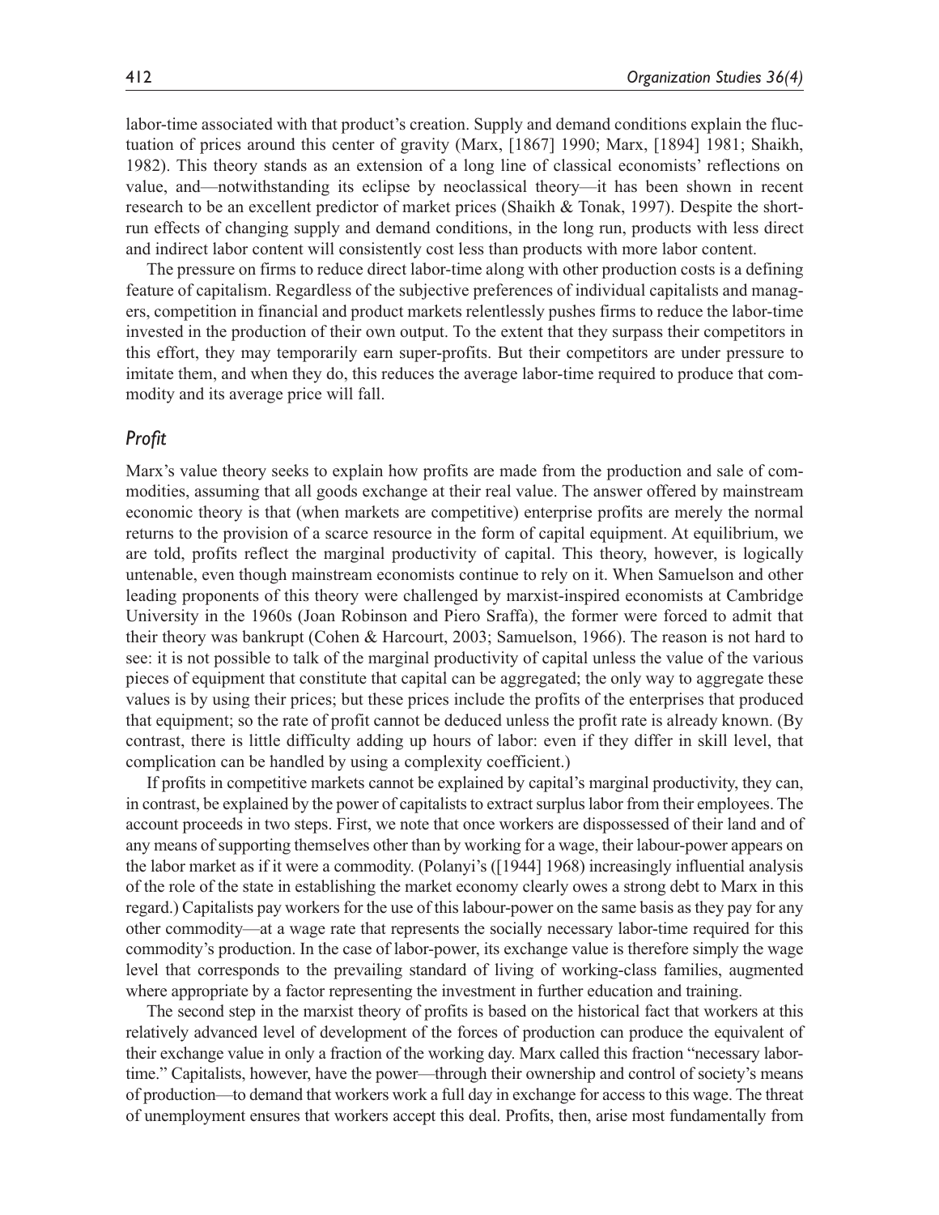labor-time associated with that product's creation. Supply and demand conditions explain the fluctuation of prices around this center of gravity (Marx, [1867] 1990; Marx, [1894] 1981; Shaikh, 1982). This theory stands as an extension of a long line of classical economists' reflections on value, and—notwithstanding its eclipse by neoclassical theory—it has been shown in recent research to be an excellent predictor of market prices (Shaikh & Tonak, 1997). Despite the short-run effects of changing supply and demand conditions, in the long run, products with less direct and indirect labor content will consistently cost less than products with more labor content.

The pressure on firms to reduce direct labor-time along with other production costs is a defining feature of capitalism. Regardless of the subjective preferences of individual capitalists and managers, competition in financial and product markets relentlessly pushes firms to reduce the labor-time invested in the production of their own output. To the extent that they surpass their competitors in this effort, they may temporarily earn super-profits. But their competitors are under pressure to imitate them, and when they do, this reduces the average labor-time required to produce that commodity and its average price will fall.

### *Profit*

Marx's value theory seeks to explain how profits are made from the production and sale of commodities, assuming that all goods exchange at their real value. The answer offered by mainstream economic theory is that (when markets are competitive) enterprise profits are merely the normal returns to the provision of a scarce resource in the form of capital equipment. At equilibrium, we are told, profits reflect the marginal productivity of capital. This theory, however, is logically untenable, even though mainstream economists continue to rely on it. When Samuelson and other leading proponents of this theory were challenged by marxist-inspired economists at Cambridge University in the 1960s (Joan Robinson and Piero Sraffa), the former were forced to admit that their theory was bankrupt (Cohen & Harcourt, 2003; Samuelson, 1966). The reason is not hard to see: it is not possible to talk of the marginal productivity of capital unless the value of the various pieces of equipment that constitute that capital can be aggregated; the only way to aggregate these values is by using their prices; but these prices include the profits of the enterprises that produced that equipment; so the rate of profit cannot be deduced unless the profit rate is already known. (By contrast, there is little difficulty adding up hours of labor: even if they differ in skill level, that complication can be handled by using a complexity coefficient.)

If profits in competitive markets cannot be explained by capital's marginal productivity, they can, in contrast, be explained by the power of capitalists to extract surplus labor from their employees. The account proceeds in two steps. First, we note that once workers are dispossessed of their land and of any means of supporting themselves other than by working for a wage, their labour-power appears on the labor market as if it were a commodity. (Polanyi's ([1944] 1968) increasingly influential analysis of the role of the state in establishing the market economy clearly owes a strong debt to Marx in this regard.) Capitalists pay workers for the use of this labour-power on the same basis as they pay for any other commodity—at a wage rate that represents the socially necessary labor-time required for this commodity's production. In the case of labor-power, its exchange value is therefore simply the wage level that corresponds to the prevailing standard of living of working-class families, augmented where appropriate by a factor representing the investment in further education and training.

The second step in the marxist theory of profits is based on the historical fact that workers at this relatively advanced level of development of the forces of production can produce the equivalent of their exchange value in only a fraction of the working day. Marx called this fraction "necessary labor-time." Capitalists, however, have the power—through their ownership and control of society's means of production—to demand that workers work a full day in exchange for access to this wage. The threat of unemployment ensures that workers accept this deal. Profits, then, arise most fundamentally from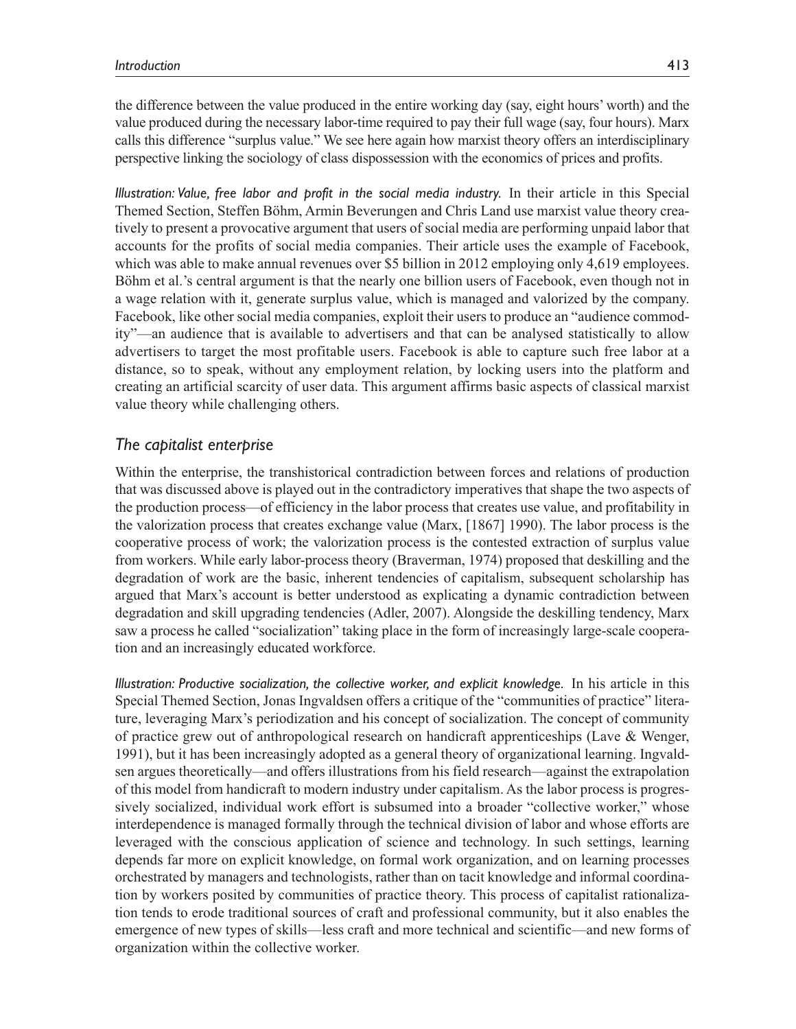the difference between the value produced in the entire working day (say, eight hours' worth) and the value produced during the necessary labor-time required to pay their full wage (say, four hours). Marx calls this difference "surplus value." We see here again how marxist theory offers an interdisciplinary perspective linking the sociology of class dispossession with the economics of prices and profits.

*Illustration: Value, free labor and profit in the social media industry.* In their article in this Special Themed Section, Steffen Böhm, Armin Beverungen and Chris Land use marxist value theory creatively to present a provocative argument that users of social media are performing unpaid labor that accounts for the profits of social media companies. Their article uses the example of Facebook, which was able to make annual revenues over $5 billion in 2012 employing only 4,619 employees. Böhm et al.'s central argument is that the nearly one billion users of Facebook, even though not in a wage relation with it, generate surplus value, which is managed and valorized by the company. Facebook, like other social media companies, exploit their users to produce an "audience commodity"—an audience that is available to advertisers and that can be analysed statistically to allow advertisers to target the most profitable users. Facebook is able to capture such free labor at a distance, so to speak, without any employment relation, by locking users into the platform and creating an artificial scarcity of user data. This argument affirms basic aspects of classical marxist value theory while challenging others.

## *The capitalist enterprise*

Within the enterprise, the transhistorical contradiction between forces and relations of production that was discussed above is played out in the contradictory imperatives that shape the two aspects of the production process—of efficiency in the labor process that creates use value, and profitability in the valorization process that creates exchange value (Marx, [1867] 1990). The labor process is the cooperative process of work; the valorization process is the contested extraction of surplus value from workers. While early labor-process theory (Braverman, 1974) proposed that deskilling and the degradation of work are the basic, inherent tendencies of capitalism, subsequent scholarship has argued that Marx's account is better understood as explicating a dynamic contradiction between degradation and skill upgrading tendencies (Adler, 2007). Alongside the deskilling tendency, Marx saw a process he called "socialization" taking place in the form of increasingly large-scale cooperation and an increasingly educated workforce.

*Illustration: Productive socialization, the collective worker, and explicit knowledge.* In his article in this Special Themed Section, Jonas Ingvaldsen offers a critique of the "communities of practice" literature, leveraging Marx's periodization and his concept of socialization. The concept of community of practice grew out of anthropological research on handicraft apprenticeships (Lave & Wenger, 1991), but it has been increasingly adopted as a general theory of organizational learning. Ingvaldsen argues theoretically—and offers illustrations from his field research—against the extrapolation of this model from handicraft to modern industry under capitalism. As the labor process is progressively socialized, individual work effort is subsumed into a broader "collective worker," whose interdependence is managed formally through the technical division of labor and whose efforts are leveraged with the conscious application of science and technology. In such settings, learning depends far more on explicit knowledge, on formal work organization, and on learning processes orchestrated by managers and technologists, rather than on tacit knowledge and informal coordination by workers posited by communities of practice theory. This process of capitalist rationalization tends to erode traditional sources of craft and professional community, but it also enables the emergence of new types of skills—less craft and more technical and scientific—and new forms of organization within the collective worker.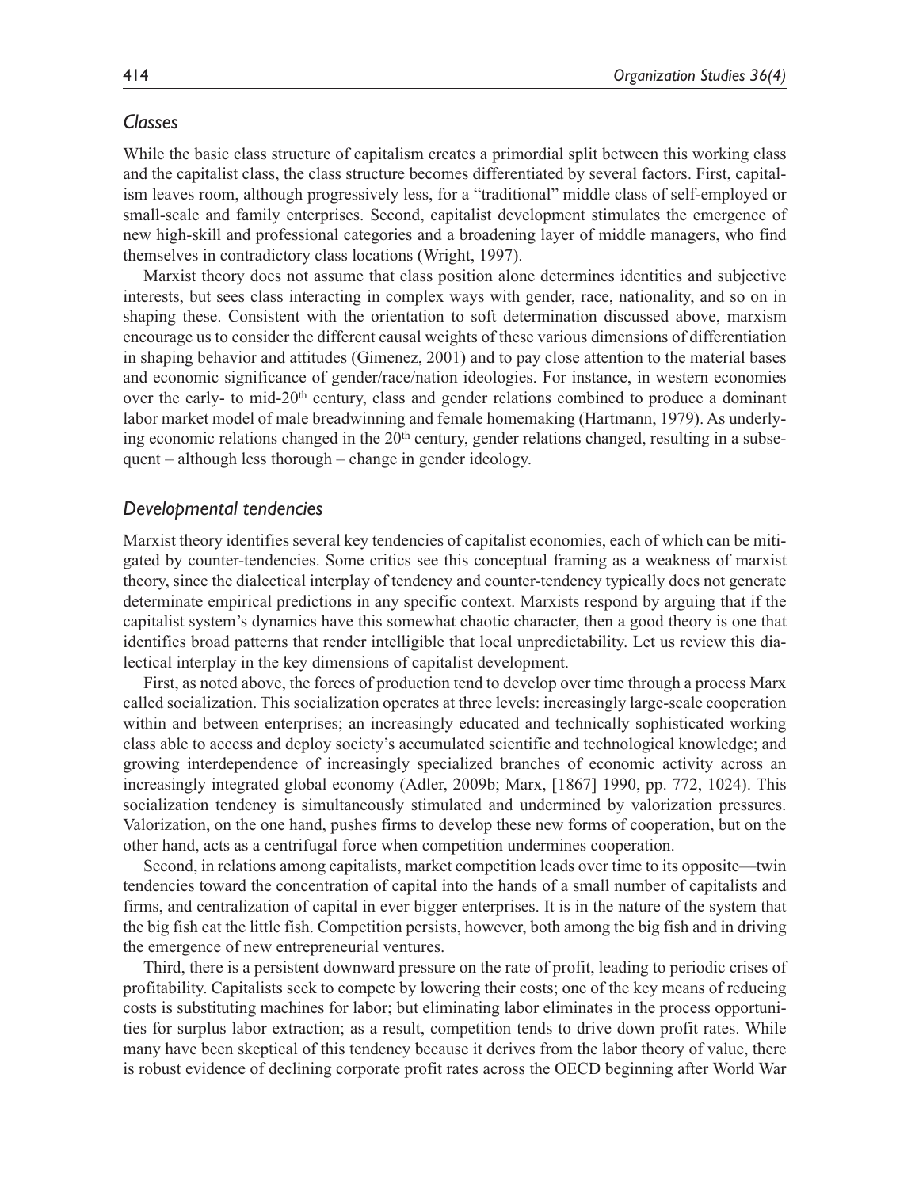### *Classes*

While the basic class structure of capitalism creates a primordial split between this working class and the capitalist class, the class structure becomes differentiated by several factors. First, capitalism leaves room, although progressively less, for a "traditional" middle class of self-employed or small-scale and family enterprises. Second, capitalist development stimulates the emergence of new high-skill and professional categories and a broadening layer of middle managers, who find themselves in contradictory class locations (Wright, 1997).

Marxist theory does not assume that class position alone determines identities and subjective interests, but sees class interacting in complex ways with gender, race, nationality, and so on in shaping these. Consistent with the orientation to soft determination discussed above, marxism encourage us to consider the different causal weights of these various dimensions of differentiation in shaping behavior and attitudes (Gimenez, 2001) and to pay close attention to the material bases and economic significance of gender/race/nation ideologies. For instance, in western economies over the early- to mid-20th century, class and gender relations combined to produce a dominant labor market model of male breadwinning and female homemaking (Hartmann, 1979). As underlying economic relations changed in the 20th century, gender relations changed, resulting in a subsequent – although less thorough – change in gender ideology.

### *Developmental tendencies*

Marxist theory identifies several key tendencies of capitalist economies, each of which can be mitigated by counter-tendencies. Some critics see this conceptual framing as a weakness of marxist theory, since the dialectical interplay of tendency and counter-tendency typically does not generate determinate empirical predictions in any specific context. Marxists respond by arguing that if the capitalist system's dynamics have this somewhat chaotic character, then a good theory is one that identifies broad patterns that render intelligible that local unpredictability. Let us review this dialectical interplay in the key dimensions of capitalist development.

First, as noted above, the forces of production tend to develop over time through a process Marx called socialization. This socialization operates at three levels: increasingly large-scale cooperation within and between enterprises; an increasingly educated and technically sophisticated working class able to access and deploy society's accumulated scientific and technological knowledge; and growing interdependence of increasingly specialized branches of economic activity across an increasingly integrated global economy (Adler, 2009b; Marx, [1867] 1990, pp. 772, 1024). This socialization tendency is simultaneously stimulated and undermined by valorization pressures. Valorization, on the one hand, pushes firms to develop these new forms of cooperation, but on the other hand, acts as a centrifugal force when competition undermines cooperation.

Second, in relations among capitalists, market competition leads over time to its opposite—twin tendencies toward the concentration of capital into the hands of a small number of capitalists and firms, and centralization of capital in ever bigger enterprises. It is in the nature of the system that the big fish eat the little fish. Competition persists, however, both among the big fish and in driving the emergence of new entrepreneurial ventures.

Third, there is a persistent downward pressure on the rate of profit, leading to periodic crises of profitability. Capitalists seek to compete by lowering their costs; one of the key means of reducing costs is substituting machines for labor; but eliminating labor eliminates in the process opportunities for surplus labor extraction; as a result, competition tends to drive down profit rates. While many have been skeptical of this tendency because it derives from the labor theory of value, there is robust evidence of declining corporate profit rates across the OECD beginning after World War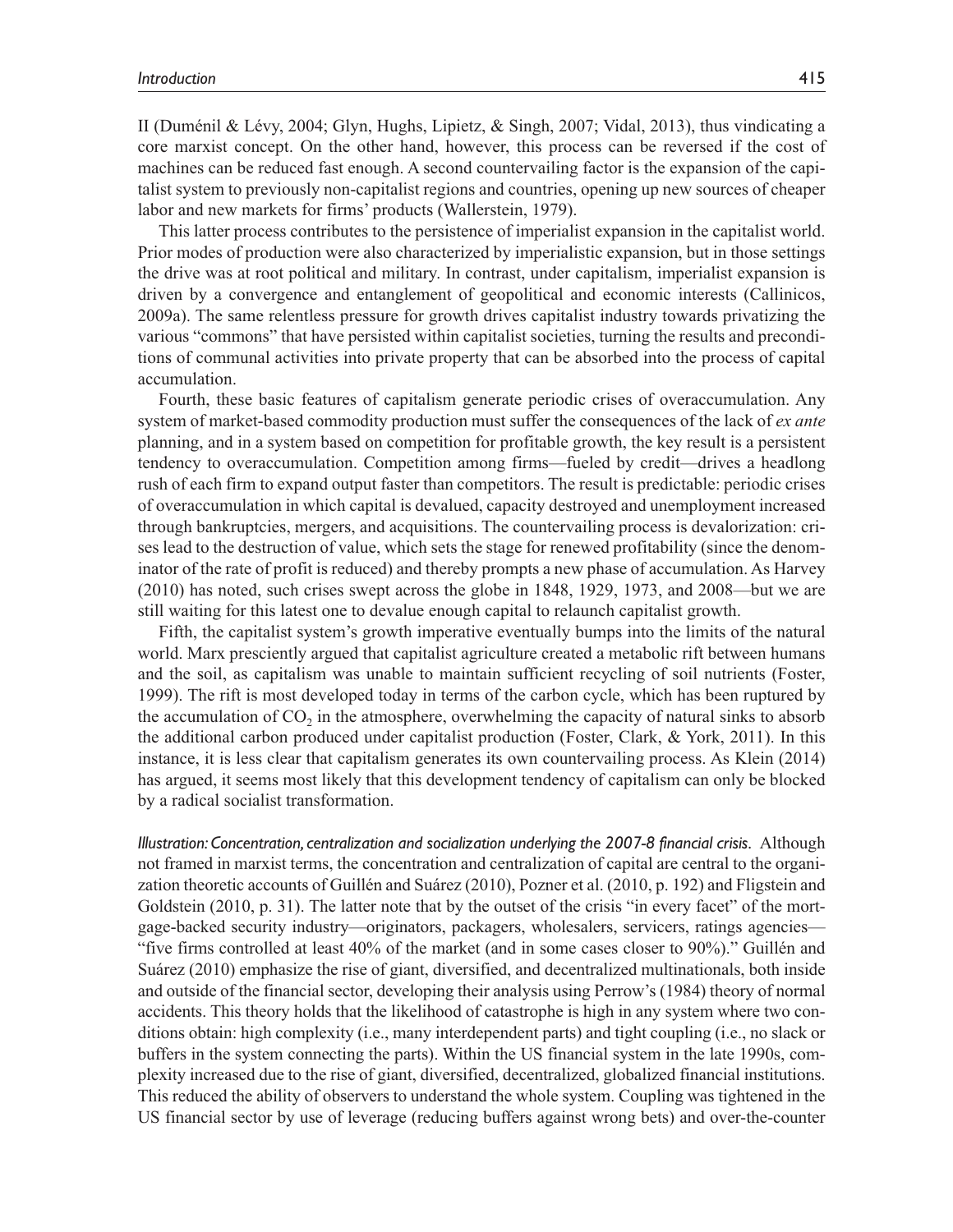II (Duménil & Lévy, 2004; Glyn, Hughs, Lipietz, & Singh, 2007; Vidal, 2013), thus vindicating a core marxist concept. On the other hand, however, this process can be reversed if the cost of machines can be reduced fast enough. A second countervailing factor is the expansion of the capitalist system to previously non-capitalist regions and countries, opening up new sources of cheaper labor and new markets for firms' products (Wallerstein, 1979).

This latter process contributes to the persistence of imperialist expansion in the capitalist world. Prior modes of production were also characterized by imperialistic expansion, but in those settings the drive was at root political and military. In contrast, under capitalism, imperialist expansion is driven by a convergence and entanglement of geopolitical and economic interests (Callinicos, 2009a). The same relentless pressure for growth drives capitalist industry towards privatizing the various "commons" that have persisted within capitalist societies, turning the results and preconditions of communal activities into private property that can be absorbed into the process of capital accumulation.

Fourth, these basic features of capitalism generate periodic crises of overaccumulation. Any system of market-based commodity production must suffer the consequences of the lack of *ex ante* planning, and in a system based on competition for profitable growth, the key result is a persistent tendency to overaccumulation. Competition among firms—fueled by credit—drives a headlong rush of each firm to expand output faster than competitors. The result is predictable: periodic crises of overaccumulation in which capital is devalued, capacity destroyed and unemployment increased through bankruptcies, mergers, and acquisitions. The countervailing process is devalorization: crises lead to the destruction of value, which sets the stage for renewed profitability (since the denominator of the rate of profit is reduced) and thereby prompts a new phase of accumulation. As Harvey (2010) has noted, such crises swept across the globe in 1848, 1929, 1973, and 2008—but we are still waiting for this latest one to devalue enough capital to relaunch capitalist growth.

Fifth, the capitalist system's growth imperative eventually bumps into the limits of the natural world. Marx presciently argued that capitalist agriculture created a metabolic rift between humans and the soil, as capitalism was unable to maintain sufficient recycling of soil nutrients (Foster, 1999). The rift is most developed today in terms of the carbon cycle, which has been ruptured by the accumulation of $CO_2$ in the atmosphere, overwhelming the capacity of natural sinks to absorb the additional carbon produced under capitalist production (Foster, Clark, & York, 2011). In this instance, it is less clear that capitalism generates its own countervailing process. As Klein (2014) has argued, it seems most likely that this development tendency of capitalism can only be blocked by a radical socialist transformation.

*Illustration: Concentration, centralization and socialization underlying the 2007-8 financial crisis.* Although not framed in marxist terms, the concentration and centralization of capital are central to the organization theoretic accounts of Guillén and Suárez (2010), Pozner et al. (2010, p. 192) and Fligstein and Goldstein (2010, p. 31). The latter note that by the outset of the crisis "in every facet" of the mortgage-backed security industry—originators, packagers, wholesalers, servicers, ratings agencies—"five firms controlled at least 40% of the market (and in some cases closer to 90%)." Guillén and Suárez (2010) emphasize the rise of giant, diversified, and decentralized multinationals, both inside and outside of the financial sector, developing their analysis using Perrow's (1984) theory of normal accidents. This theory holds that the likelihood of catastrophe is high in any system where two conditions obtain: high complexity (i.e., many interdependent parts) and tight coupling (i.e., no slack or buffers in the system connecting the parts). Within the US financial system in the late 1990s, complexity increased due to the rise of giant, diversified, decentralized, globalized financial institutions. This reduced the ability of observers to understand the whole system. Coupling was tightened in the US financial sector by use of leverage (reducing buffers against wrong bets) and over-the-counter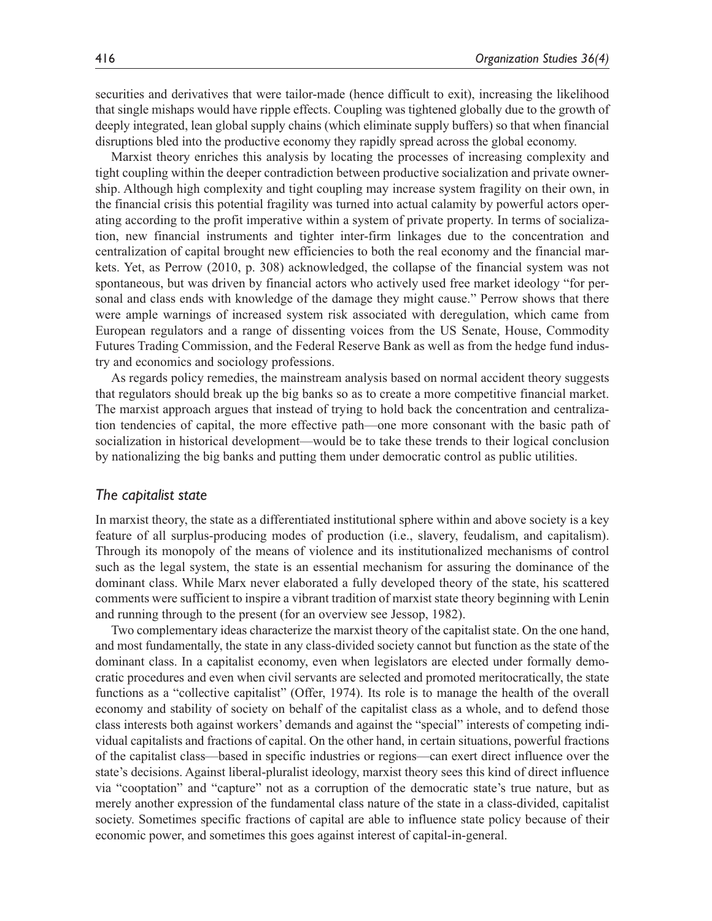securities and derivatives that were tailor-made (hence difficult to exit), increasing the likelihood that single mishaps would have ripple effects. Coupling was tightened globally due to the growth of deeply integrated, lean global supply chains (which eliminate supply buffers) so that when financial disruptions bled into the productive economy they rapidly spread across the global economy.

Marxist theory enriches this analysis by locating the processes of increasing complexity and tight coupling within the deeper contradiction between productive socialization and private ownership. Although high complexity and tight coupling may increase system fragility on their own, in the financial crisis this potential fragility was turned into actual calamity by powerful actors operating according to the profit imperative within a system of private property. In terms of socialization, new financial instruments and tighter inter-firm linkages due to the concentration and centralization of capital brought new efficiencies to both the real economy and the financial markets. Yet, as Perrow (2010, p. 308) acknowledged, the collapse of the financial system was not spontaneous, but was driven by financial actors who actively used free market ideology "for personal and class ends with knowledge of the damage they might cause." Perrow shows that there were ample warnings of increased system risk associated with deregulation, which came from European regulators and a range of dissenting voices from the US Senate, House, Commodity Futures Trading Commission, and the Federal Reserve Bank as well as from the hedge fund industry and economics and sociology professions.

As regards policy remedies, the mainstream analysis based on normal accident theory suggests that regulators should break up the big banks so as to create a more competitive financial market. The marxist approach argues that instead of trying to hold back the concentration and centralization tendencies of capital, the more effective path—one more consonant with the basic path of socialization in historical development—would be to take these trends to their logical conclusion by nationalizing the big banks and putting them under democratic control as public utilities.

### *The capitalist state*

In marxist theory, the state as a differentiated institutional sphere within and above society is a key feature of all surplus-producing modes of production (i.e., slavery, feudalism, and capitalism). Through its monopoly of the means of violence and its institutionalized mechanisms of control such as the legal system, the state is an essential mechanism for assuring the dominance of the dominant class. While Marx never elaborated a fully developed theory of the state, his scattered comments were sufficient to inspire a vibrant tradition of marxist state theory beginning with Lenin and running through to the present (for an overview see Jessop, 1982).

Two complementary ideas characterize the marxist theory of the capitalist state. On the one hand, and most fundamentally, the state in any class-divided society cannot but function as the state of the dominant class. In a capitalist economy, even when legislators are elected under formally democratic procedures and even when civil servants are selected and promoted meritocratically, the state functions as a "collective capitalist" (Offer, 1974). Its role is to manage the health of the overall economy and stability of society on behalf of the capitalist class as a whole, and to defend those class interests both against workers' demands and against the "special" interests of competing individual capitalists and fractions of capital. On the other hand, in certain situations, powerful fractions of the capitalist class—based in specific industries or regions—can exert direct influence over the state's decisions. Against liberal-pluralist ideology, marxist theory sees this kind of direct influence via "cooptation" and "capture" not as a corruption of the democratic state's true nature, but as merely another expression of the fundamental class nature of the state in a class-divided, capitalist society. Sometimes specific fractions of capital are able to influence state policy because of their economic power, and sometimes this goes against interest of capital-in-general.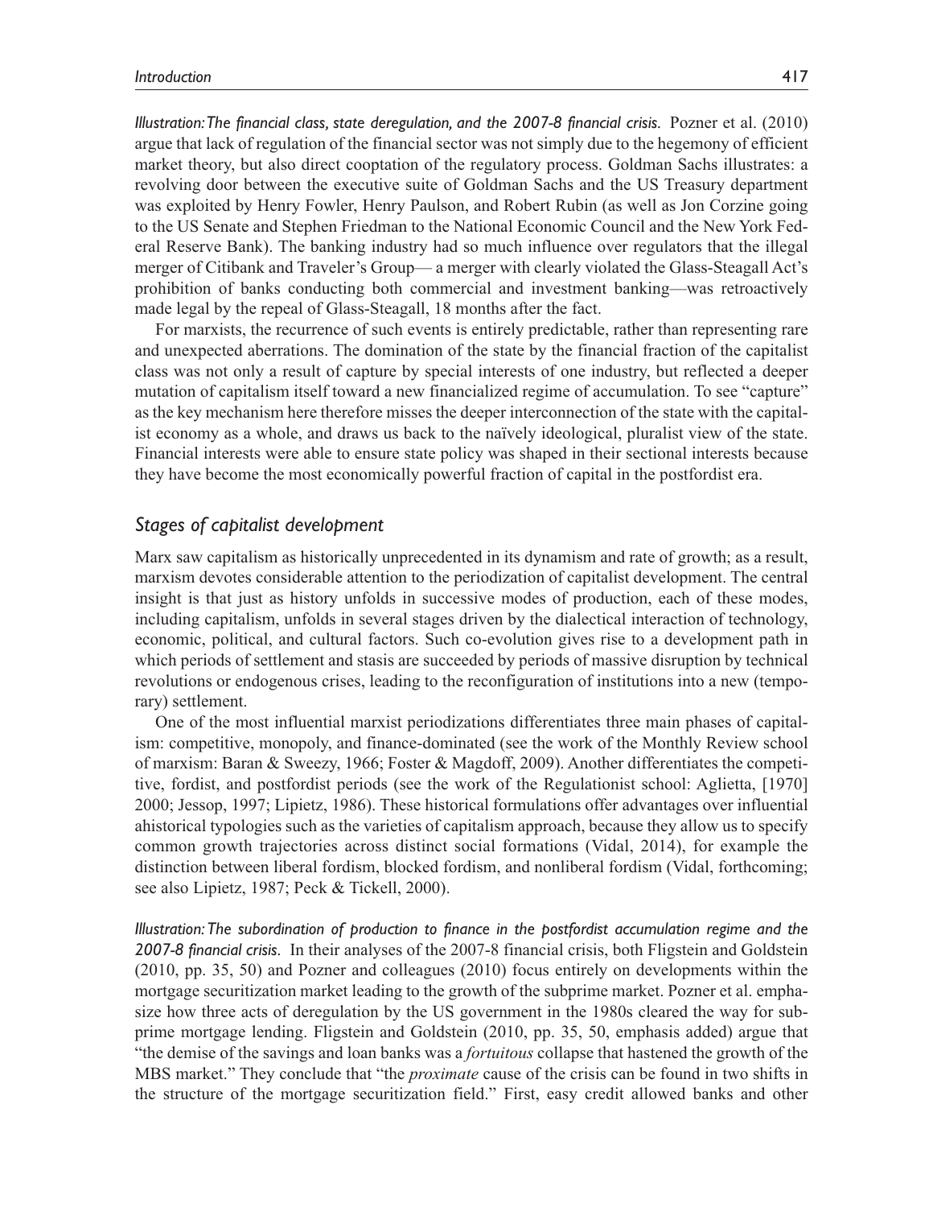*Illustration: The financial class, state deregulation, and the 2007-8 financial crisis.* Pozner et al. (2010) argue that lack of regulation of the financial sector was not simply due to the hegemony of efficient market theory, but also direct cooptation of the regulatory process. Goldman Sachs illustrates: a revolving door between the executive suite of Goldman Sachs and the US Treasury department was exploited by Henry Fowler, Henry Paulson, and Robert Rubin (as well as Jon Corzine going to the US Senate and Stephen Friedman to the National Economic Council and the New York Federal Reserve Bank). The banking industry had so much influence over regulators that the illegal merger of Citibank and Traveler's Group— a merger with clearly violated the Glass-Steagall Act's prohibition of banks conducting both commercial and investment banking—was retroactively made legal by the repeal of Glass-Steagall, 18 months after the fact.

For marxists, the recurrence of such events is entirely predictable, rather than representing rare and unexpected aberrations. The domination of the state by the financial fraction of the capitalist class was not only a result of capture by special interests of one industry, but reflected a deeper mutation of capitalism itself toward a new financialized regime of accumulation. To see "capture" as the key mechanism here therefore misses the deeper interconnection of the state with the capitalist economy as a whole, and draws us back to the naïvely ideological, pluralist view of the state. Financial interests were able to ensure state policy was shaped in their sectional interests because they have become the most economically powerful fraction of capital in the postfordist era.

## *Stages of capitalist development*

Marx saw capitalism as historically unprecedented in its dynamism and rate of growth; as a result, marxism devotes considerable attention to the periodization of capitalist development. The central insight is that just as history unfolds in successive modes of production, each of these modes, including capitalism, unfolds in several stages driven by the dialectical interaction of technology, economic, political, and cultural factors. Such co-evolution gives rise to a development path in which periods of settlement and stasis are succeeded by periods of massive disruption by technical revolutions or endogenous crises, leading to the reconfiguration of institutions into a new (temporary) settlement.

One of the most influential marxist periodizations differentiates three main phases of capitalism: competitive, monopoly, and finance-dominated (see the work of the Monthly Review school of marxism: Baran & Sweezy, 1966; Foster & Magdoff, 2009). Another differentiates the competitive, fordist, and postfordist periods (see the work of the Regulationist school: Aglietta, [1970] 2000; Jessop, 1997; Lipietz, 1986). These historical formulations offer advantages over influential ahistorical typologies such as the varieties of capitalism approach, because they allow us to specify common growth trajectories across distinct social formations (Vidal, 2014), for example the distinction between liberal fordism, blocked fordism, and nonliberal fordism (Vidal, forthcoming; see also Lipietz, 1987; Peck & Tickell, 2000).

*Illustration: The subordination of production to finance in the postfordist accumulation regime and the 2007-8 financial crisis.* In their analyses of the 2007-8 financial crisis, both Fligstein and Goldstein (2010, pp. 35, 50) and Pozner and colleagues (2010) focus entirely on developments within the mortgage securitization market leading to the growth of the subprime market. Pozner et al. emphasize how three acts of deregulation by the US government in the 1980s cleared the way for subprime mortgage lending. Fligstein and Goldstein (2010, pp. 35, 50, emphasis added) argue that "the demise of the savings and loan banks was a *fortuitous* collapse that hastened the growth of the MBS market." They conclude that "the *proximate* cause of the crisis can be found in two shifts in the structure of the mortgage securitization field." First, easy credit allowed banks and other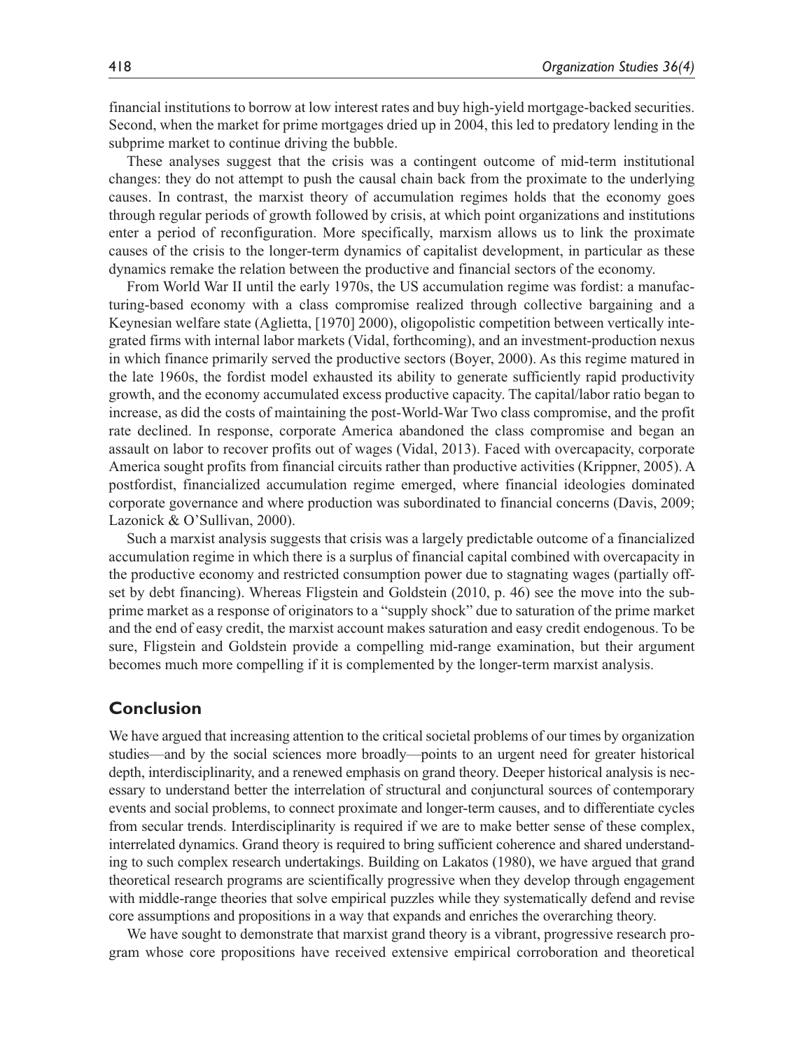financial institutions to borrow at low interest rates and buy high-yield mortgage-backed securities. Second, when the market for prime mortgages dried up in 2004, this led to predatory lending in the subprime market to continue driving the bubble.

These analyses suggest that the crisis was a contingent outcome of mid-term institutional changes: they do not attempt to push the causal chain back from the proximate to the underlying causes. In contrast, the marxist theory of accumulation regimes holds that the economy goes through regular periods of growth followed by crisis, at which point organizations and institutions enter a period of reconfiguration. More specifically, marxism allows us to link the proximate causes of the crisis to the longer-term dynamics of capitalist development, in particular as these dynamics remake the relation between the productive and financial sectors of the economy.

From World War II until the early 1970s, the US accumulation regime was fordist: a manufacturing-based economy with a class compromise realized through collective bargaining and a Keynesian welfare state (Aglietta, [1970] 2000), oligopolistic competition between vertically integrated firms with internal labor markets (Vidal, forthcoming), and an investment-production nexus in which finance primarily served the productive sectors (Boyer, 2000). As this regime matured in the late 1960s, the fordist model exhausted its ability to generate sufficiently rapid productivity growth, and the economy accumulated excess productive capacity. The capital/labor ratio began to increase, as did the costs of maintaining the post-World-War Two class compromise, and the profit rate declined. In response, corporate America abandoned the class compromise and began an assault on labor to recover profits out of wages (Vidal, 2013). Faced with overcapacity, corporate America sought profits from financial circuits rather than productive activities (Krippner, 2005). A postfordist, financialized accumulation regime emerged, where financial ideologies dominated corporate governance and where production was subordinated to financial concerns (Davis, 2009; Lazonick & O'Sullivan, 2000).

Such a marxist analysis suggests that crisis was a largely predictable outcome of a financialized accumulation regime in which there is a surplus of financial capital combined with overcapacity in the productive economy and restricted consumption power due to stagnating wages (partially offset by debt financing). Whereas Fligstein and Goldstein (2010, p. 46) see the move into the subprime market as a response of originators to a "supply shock" due to saturation of the prime market and the end of easy credit, the marxist account makes saturation and easy credit endogenous. To be sure, Fligstein and Goldstein provide a compelling mid-range examination, but their argument becomes much more compelling if it is complemented by the longer-term marxist analysis.

## Conclusion

We have argued that increasing attention to the critical societal problems of our times by organization studies—and by the social sciences more broadly—points to an urgent need for greater historical depth, interdisciplinarity, and a renewed emphasis on grand theory. Deeper historical analysis is necessary to understand better the interrelation of structural and conjunctural sources of contemporary events and social problems, to connect proximate and longer-term causes, and to differentiate cycles from secular trends. Interdisciplinarity is required if we are to make better sense of these complex, interrelated dynamics. Grand theory is required to bring sufficient coherence and shared understanding to such complex research undertakings. Building on Lakatos (1980), we have argued that grand theoretical research programs are scientifically progressive when they develop through engagement with middle-range theories that solve empirical puzzles while they systematically defend and revise core assumptions and propositions in a way that expands and enriches the overarching theory.

We have sought to demonstrate that marxist grand theory is a vibrant, progressive research program whose core propositions have received extensive empirical corroboration and theoretical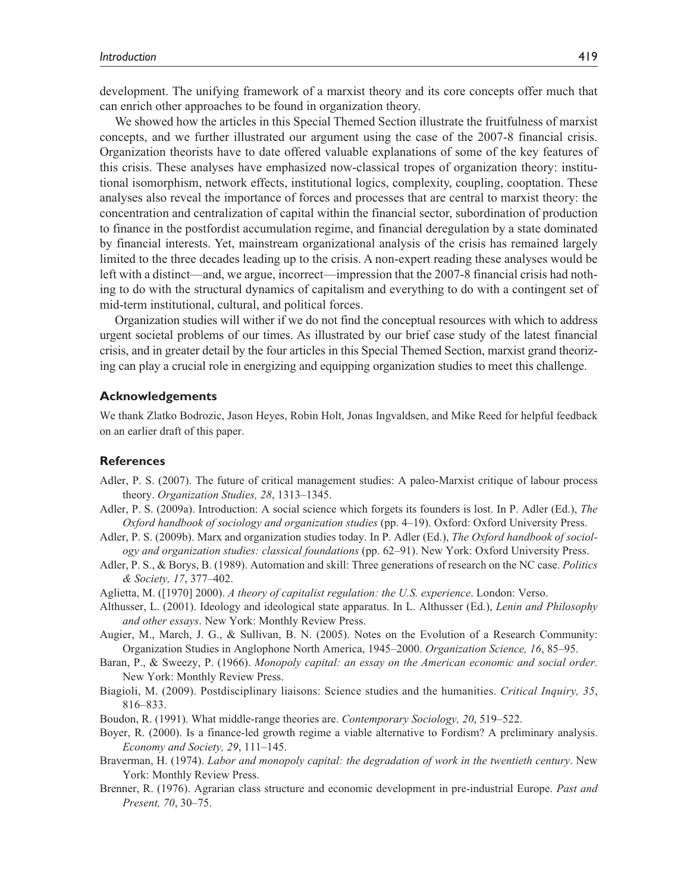development. The unifying framework of a marxist theory and its core concepts offer much that can enrich other approaches to be found in organization theory.

We showed how the articles in this Special Themed Section illustrate the fruitfulness of marxist concepts, and we further illustrated our argument using the case of the 2007-8 financial crisis. Organization theorists have to date offered valuable explanations of some of the key features of this crisis. These analyses have emphasized now-classical tropes of organization theory: institutional isomorphism, network effects, institutional logics, complexity, coupling, cooptation. These analyses also reveal the importance of forces and processes that are central to marxist theory: the concentration and centralization of capital within the financial sector, subordination of production to finance in the postfordist accumulation regime, and financial deregulation by a state dominated by financial interests. Yet, mainstream organizational analysis of the crisis has remained largely limited to the three decades leading up to the crisis. A non-expert reading these analyses would be left with a distinct—and, we argue, incorrect—impression that the 2007-8 financial crisis had nothing to do with the structural dynamics of capitalism and everything to do with a contingent set of mid-term institutional, cultural, and political forces.

Organization studies will wither if we do not find the conceptual resources with which to address urgent societal problems of our times. As illustrated by our brief case study of the latest financial crisis, and in greater detail by the four articles in this Special Themed Section, marxist grand theorizing can play a crucial role in energizing and equipping organization studies to meet this challenge.

## Acknowledgements

We thank Zlatko Bodrozic, Jason Heyes, Robin Holt, Jonas Ingvaldsen, and Mike Reed for helpful feedback on an earlier draft of this paper.

## References

Adler, P. S. (2007). The future of critical management studies: A paleo-Marxist critique of labour process theory. *Organization Studies, 28*, 1313–1345.

Adler, P. S. (2009a). Introduction: A social science which forgets its founders is lost. In P. Adler (Ed.), *The Oxford handbook of sociology and organization studies* (pp. 4–19). Oxford: Oxford University Press.

Adler, P. S. (2009b). Marx and organization studies today. In P. Adler (Ed.), *The Oxford handbook of sociology and organization studies: classical foundations* (pp. 62–91). New York: Oxford University Press.

Adler, P. S., & Borys, B. (1989). Automation and skill: Three generations of research on the NC case. *Politics & Society, 17*, 377–402.

Aglietta, M. ([1970] 2000). *A theory of capitalist regulation: the U.S. experience*. London: Verso.

Althusser, L. (2001). Ideology and ideological state apparatus. In L. Althusser (Ed.), *Lenin and Philosophy and other essays*. New York: Monthly Review Press.

Augier, M., March, J. G., & Sullivan, B. N. (2005). Notes on the Evolution of a Research Community: Organization Studies in Anglophone North America, 1945–2000. *Organization Science, 16*, 85–95.

Baran, P., & Sweezy, P. (1966). *Monopoly capital: an essay on the American economic and social order.* New York: Monthly Review Press.

Biagioli, M. (2009). Postdisciplinary liaisons: Science studies and the humanities. *Critical Inquiry, 35*, 816–833.

Boudon, R. (1991). What middle-range theories are. *Contemporary Sociology, 20*, 519–522.

Boyer, R. (2000). Is a finance-led growth regime a viable alternative to Fordism? A preliminary analysis. *Economy and Society, 29*, 111–145.

Braverman, H. (1974). *Labor and monopoly capital: the degradation of work in the twentieth century*. New York: Monthly Review Press.

Brenner, R. (1976). Agrarian class structure and economic development in pre-industrial Europe. *Past and Present, 70*, 30–75.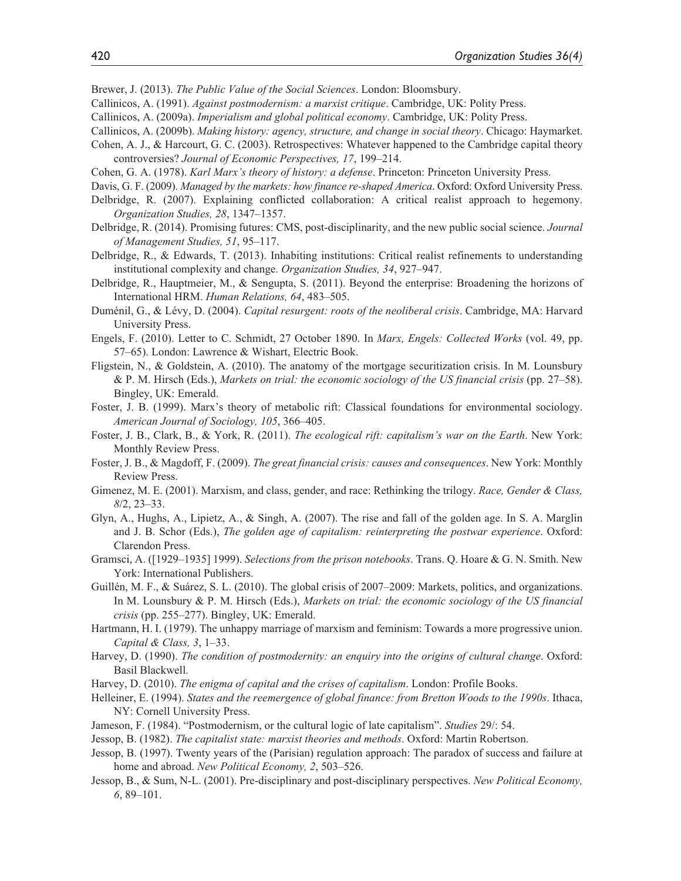Brewer, J. (2013). *The Public Value of the Social Sciences*. London: Bloomsbury.

Callinicos, A. (1991). *Against postmodernism: a marxist critique*. Cambridge, UK: Polity Press.

Callinicos, A. (2009a). *Imperialism and global political economy*. Cambridge, UK: Polity Press.

Callinicos, A. (2009b). *Making history: agency, structure, and change in social theory*. Chicago: Haymarket.

Cohen, A. J., & Harcourt, G. C. (2003). Retrospectives: Whatever happened to the Cambridge capital theory controversies? *Journal of Economic Perspectives, 17*, 199–214.

Cohen, G. A. (1978). *Karl Marx's theory of history: a defense*. Princeton: Princeton University Press.

Davis, G. F. (2009). *Managed by the markets: how finance re-shaped America*. Oxford: Oxford University Press.

Delbridge, R. (2007). Explaining conflicted collaboration: A critical realist approach to hegemony. *Organization Studies, 28*, 1347–1357.

Delbridge, R. (2014). Promising futures: CMS, post-disciplinarity, and the new public social science. *Journal of Management Studies, 51*, 95–117.

Delbridge, R., & Edwards, T. (2013). Inhabiting institutions: Critical realist refinements to understanding institutional complexity and change. *Organization Studies, 34*, 927–947.

Delbridge, R., Hauptmeier, M., & Sengupta, S. (2011). Beyond the enterprise: Broadening the horizons of International HRM. *Human Relations, 64*, 483–505.

Duménil, G., & Lévy, D. (2004). *Capital resurgent: roots of the neoliberal crisis*. Cambridge, MA: Harvard University Press.

Engels, F. (2010). Letter to C. Schmidt, 27 October 1890. In *Marx, Engels: Collected Works* (vol. 49, pp. 57–65). London: Lawrence & Wishart, Electric Book.

Fligstein, N., & Goldstein, A. (2010). The anatomy of the mortgage securitization crisis. In M. Lounsbury & P. M. Hirsch (Eds.), *Markets on trial: the economic sociology of the US financial crisis* (pp. 27–58). Bingley, UK: Emerald.

Foster, J. B. (1999). Marx's theory of metabolic rift: Classical foundations for environmental sociology. *American Journal of Sociology, 105*, 366–405.

Foster, J. B., Clark, B., & York, R. (2011). *The ecological rift: capitalism's war on the Earth*. New York: Monthly Review Press.

Foster, J. B., & Magdoff, F. (2009). *The great financial crisis: causes and consequences*. New York: Monthly Review Press.

Gimenez, M. E. (2001). Marxism, and class, gender, and race: Rethinking the trilogy. *Race, Gender & Class, 8*/2, 23–33.

Glyn, A., Hughs, A., Lipietz, A., & Singh, A. (2007). The rise and fall of the golden age. In S. A. Marglin and J. B. Schor (Eds.), *The golden age of capitalism: reinterpreting the postwar experience*. Oxford: Clarendon Press.

Gramsci, A. ([1929–1935] 1999). *Selections from the prison notebooks*. Trans. Q. Hoare & G. N. Smith. New York: International Publishers.

Guillén, M. F., & Suárez, S. L. (2010). The global crisis of 2007–2009: Markets, politics, and organizations. In M. Lounsbury & P. M. Hirsch (Eds.), *Markets on trial: the economic sociology of the US financial crisis* (pp. 255–277). Bingley, UK: Emerald.

Hartmann, H. I. (1979). The unhappy marriage of marxism and feminism: Towards a more progressive union. *Capital & Class, 3*, 1–33.

Harvey, D. (1990). *The condition of postmodernity: an enquiry into the origins of cultural change*. Oxford: Basil Blackwell.

Harvey, D. (2010). *The enigma of capital and the crises of capitalism*. London: Profile Books.

Helleiner, E. (1994). *States and the reemergence of global finance: from Bretton Woods to the 1990s*. Ithaca, NY: Cornell University Press.

Jameson, F. (1984). "Postmodernism, or the cultural logic of late capitalism". *Studies* 29/: 54.

Jessop, B. (1982). *The capitalist state: marxist theories and methods*. Oxford: Martin Robertson.

Jessop, B. (1997). Twenty years of the (Parisian) regulation approach: The paradox of success and failure at home and abroad. *New Political Economy, 2*, 503–526.

Jessop, B., & Sum, N-L. (2001). Pre-disciplinary and post-disciplinary perspectives. *New Political Economy, 6*, 89–101.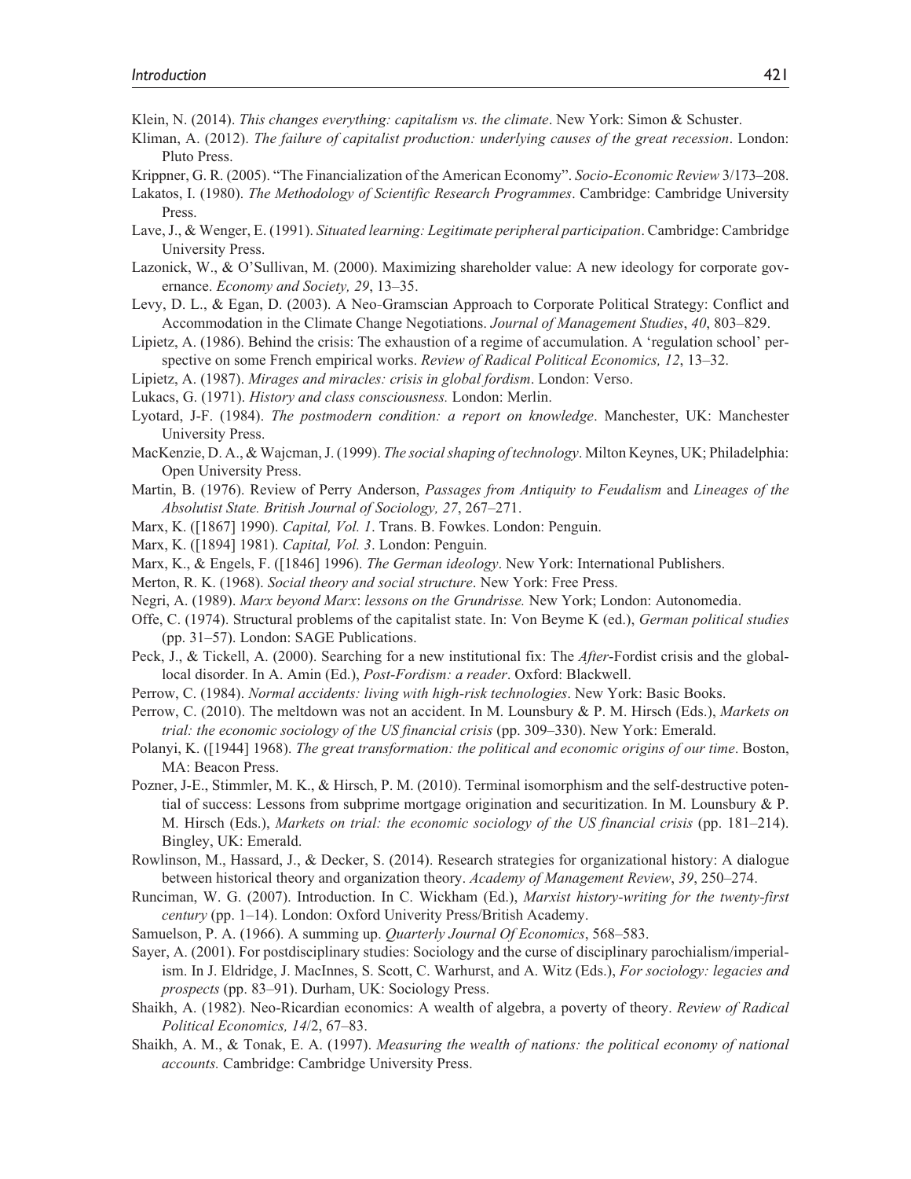Klein, N. (2014). *This changes everything: capitalism vs. the climate*. New York: Simon & Schuster.

Kliman, A. (2012). *The failure of capitalist production: underlying causes of the great recession*. London: Pluto Press.

Krippner, G. R. (2005). "The Financialization of the American Economy". *Socio-Economic Review* 3/173–208.

Lakatos, I. (1980). *The Methodology of Scientific Research Programmes*. Cambridge: Cambridge University Press.

Lave, J., & Wenger, E. (1991). *Situated learning: Legitimate peripheral participation*. Cambridge: Cambridge University Press.

Lazonick, W., & O'Sullivan, M. (2000). Maximizing shareholder value: A new ideology for corporate governance. *Economy and Society, 29*, 13–35.

Levy, D. L., & Egan, D. (2003). A Neo-Gramscian Approach to Corporate Political Strategy: Conflict and Accommodation in the Climate Change Negotiations. *Journal of Management Studies*, *40*, 803–829.

Lipietz, A. (1986). Behind the crisis: The exhaustion of a regime of accumulation. A 'regulation school' perspective on some French empirical works. *Review of Radical Political Economics, 12*, 13–32.

Lipietz, A. (1987). *Mirages and miracles: crisis in global fordism*. London: Verso.

Lukacs, G. (1971). *History and class consciousness.* London: Merlin.

Lyotard, J-F. (1984). *The postmodern condition: a report on knowledge*. Manchester, UK: Manchester University Press.

MacKenzie, D. A., & Wajcman, J. (1999). *The social shaping of technology*. Milton Keynes, UK; Philadelphia: Open University Press.

Martin, B. (1976). Review of Perry Anderson, *Passages from Antiquity to Feudalism* and *Lineages of the Absolutist State. British Journal of Sociology, 27*, 267–271.

Marx, K. ([1867] 1990). *Capital, Vol. 1*. Trans. B. Fowkes. London: Penguin.

Marx, K. ([1894] 1981). *Capital, Vol. 3*. London: Penguin.

Marx, K., & Engels, F. ([1846] 1996). *The German ideology*. New York: International Publishers.

Merton, R. K. (1968). *Social theory and social structure*. New York: Free Press.

Negri, A. (1989). *Marx beyond Marx*: *lessons on the Grundrisse.* New York; London: Autonomedia.

Offe, C. (1974). Structural problems of the capitalist state. In: Von Beyme K (ed.), *German political studies* (pp. 31–57). London: SAGE Publications.

Peck, J., & Tickell, A. (2000). Searching for a new institutional fix: The *After*-Fordist crisis and the global-local disorder. In A. Amin (Ed.), *Post-Fordism: a reader*. Oxford: Blackwell.

Perrow, C. (1984). *Normal accidents: living with high-risk technologies*. New York: Basic Books.

Perrow, C. (2010). The meltdown was not an accident. In M. Lounsbury & P. M. Hirsch (Eds.), *Markets on trial: the economic sociology of the US financial crisis* (pp. 309–330). New York: Emerald.

Polanyi, K. ([1944] 1968). *The great transformation: the political and economic origins of our time*. Boston, MA: Beacon Press.

Pozner, J-E., Stimmler, M. K., & Hirsch, P. M. (2010). Terminal isomorphism and the self-destructive potential of success: Lessons from subprime mortgage origination and securitization. In M. Lounsbury & P. M. Hirsch (Eds.), *Markets on trial: the economic sociology of the US financial crisis* (pp. 181–214). Bingley, UK: Emerald.

Rowlinson, M., Hassard, J., & Decker, S. (2014). Research strategies for organizational history: A dialogue between historical theory and organization theory. *Academy of Management Review*, *39*, 250–274.

Runciman, W. G. (2007). Introduction. In C. Wickham (Ed.), *Marxist history-writing for the twenty-first century* (pp. 1–14). London: Oxford Univerity Press/British Academy.

Samuelson, P. A. (1966). A summing up. *Quarterly Journal Of Economics*, 568–583.

Sayer, A. (2001). For postdisciplinary studies: Sociology and the curse of disciplinary parochialism/imperialism. In J. Eldridge, J. MacInnes, S. Scott, C. Warhurst, and A. Witz (Eds.), *For sociology: legacies and prospects* (pp. 83–91). Durham, UK: Sociology Press.

Shaikh, A. (1982). Neo-Ricardian economics: A wealth of algebra, a poverty of theory. *Review of Radical Political Economics, 14*/2, 67–83.

Shaikh, A. M., & Tonak, E. A. (1997). *Measuring the wealth of nations: the political economy of national accounts.* Cambridge: Cambridge University Press.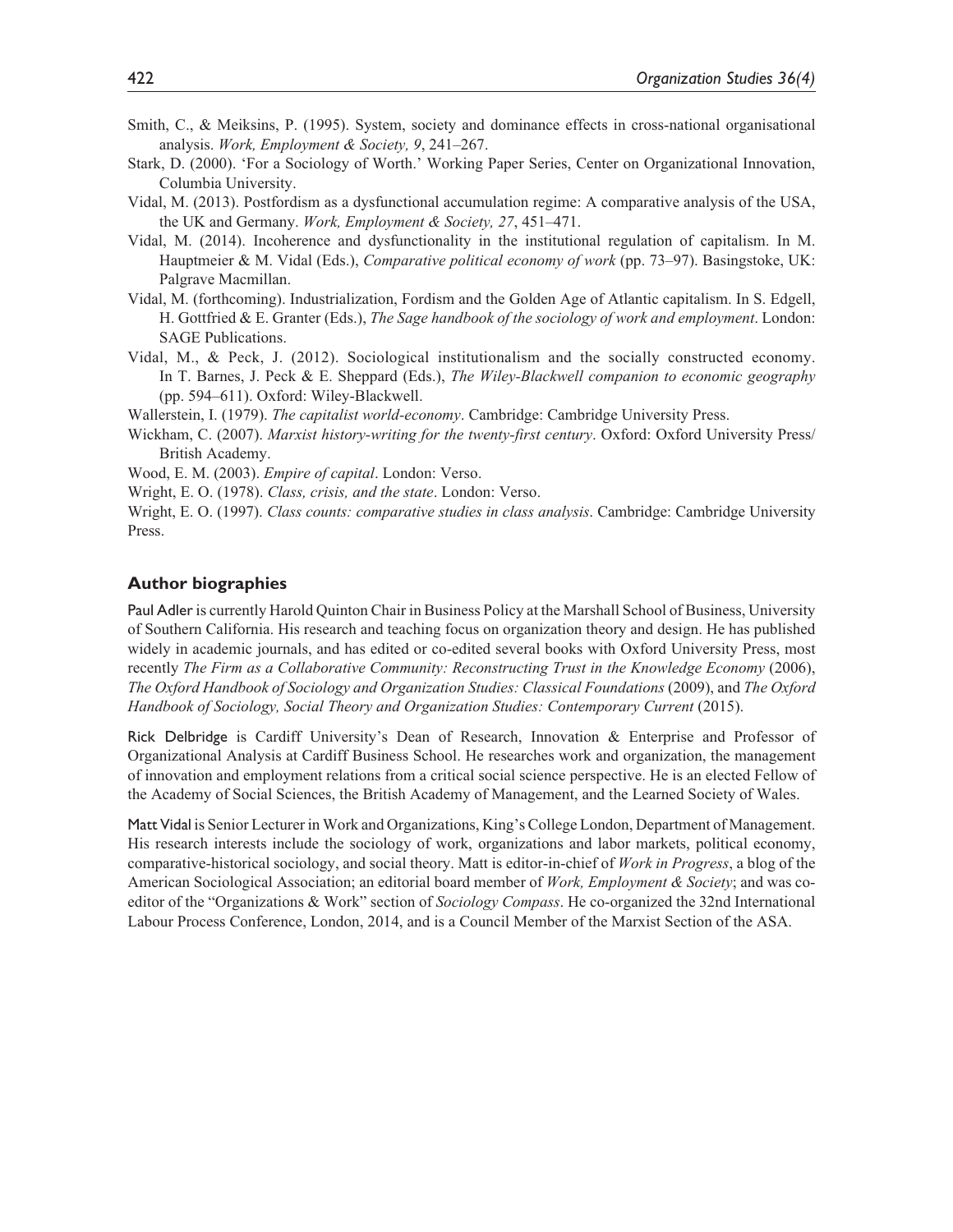Smith, C., & Meiksins, P. (1995). System, society and dominance effects in cross-national organisational analysis. *Work, Employment & Society, 9*, 241–267.

Stark, D. (2000). 'For a Sociology of Worth.' Working Paper Series, Center on Organizational Innovation, Columbia University.

Vidal, M. (2013). Postfordism as a dysfunctional accumulation regime: A comparative analysis of the USA, the UK and Germany. *Work, Employment & Society, 27*, 451–471.

Vidal, M. (2014). Incoherence and dysfunctionality in the institutional regulation of capitalism. In M. Hauptmeier & M. Vidal (Eds.), *Comparative political economy of work* (pp. 73–97). Basingstoke, UK: Palgrave Macmillan.

Vidal, M. (forthcoming). Industrialization, Fordism and the Golden Age of Atlantic capitalism. In S. Edgell, H. Gottfried & E. Granter (Eds.), *The Sage handbook of the sociology of work and employment*. London: SAGE Publications.

Vidal, M., & Peck, J. (2012). Sociological institutionalism and the socially constructed economy. In T. Barnes, J. Peck & E. Sheppard (Eds.), *The Wiley-Blackwell companion to economic geography* (pp. 594–611). Oxford: Wiley-Blackwell.

Wallerstein, I. (1979). *The capitalist world-economy*. Cambridge: Cambridge University Press.

Wickham, C. (2007). *Marxist history-writing for the twenty-first century*. Oxford: Oxford University Press/ British Academy.

Wood, E. M. (2003). *Empire of capital*. London: Verso.

Wright, E. O. (1978). *Class, crisis, and the state*. London: Verso.

Wright, E. O. (1997). *Class counts: comparative studies in class analysis*. Cambridge: Cambridge University Press.

## Author biographies

Paul Adler is currently Harold Quinton Chair in Business Policy at the Marshall School of Business, University of Southern California. His research and teaching focus on organization theory and design. He has published widely in academic journals, and has edited or co-edited several books with Oxford University Press, most recently *The Firm as a Collaborative Community: Reconstructing Trust in the Knowledge Economy* (2006), *The Oxford Handbook of Sociology and Organization Studies: Classical Foundations* (2009), and *The Oxford Handbook of Sociology, Social Theory and Organization Studies: Contemporary Current* (2015).

Rick Delbridge is Cardiff University's Dean of Research, Innovation & Enterprise and Professor of Organizational Analysis at Cardiff Business School. He researches work and organization, the management of innovation and employment relations from a critical social science perspective. He is an elected Fellow of the Academy of Social Sciences, the British Academy of Management, and the Learned Society of Wales.

Matt Vidal is Senior Lecturer in Work and Organizations, King's College London, Department of Management. His research interests include the sociology of work, organizations and labor markets, political economy, comparative-historical sociology, and social theory. Matt is editor-in-chief of *Work in Progress*, a blog of the American Sociological Association; an editorial board member of *Work, Employment & Society*; and was co-editor of the "Organizations & Work" section of *Sociology Compass*. He co-organized the 32nd International Labour Process Conference, London, 2014, and is a Council Member of the Marxist Section of the ASA.